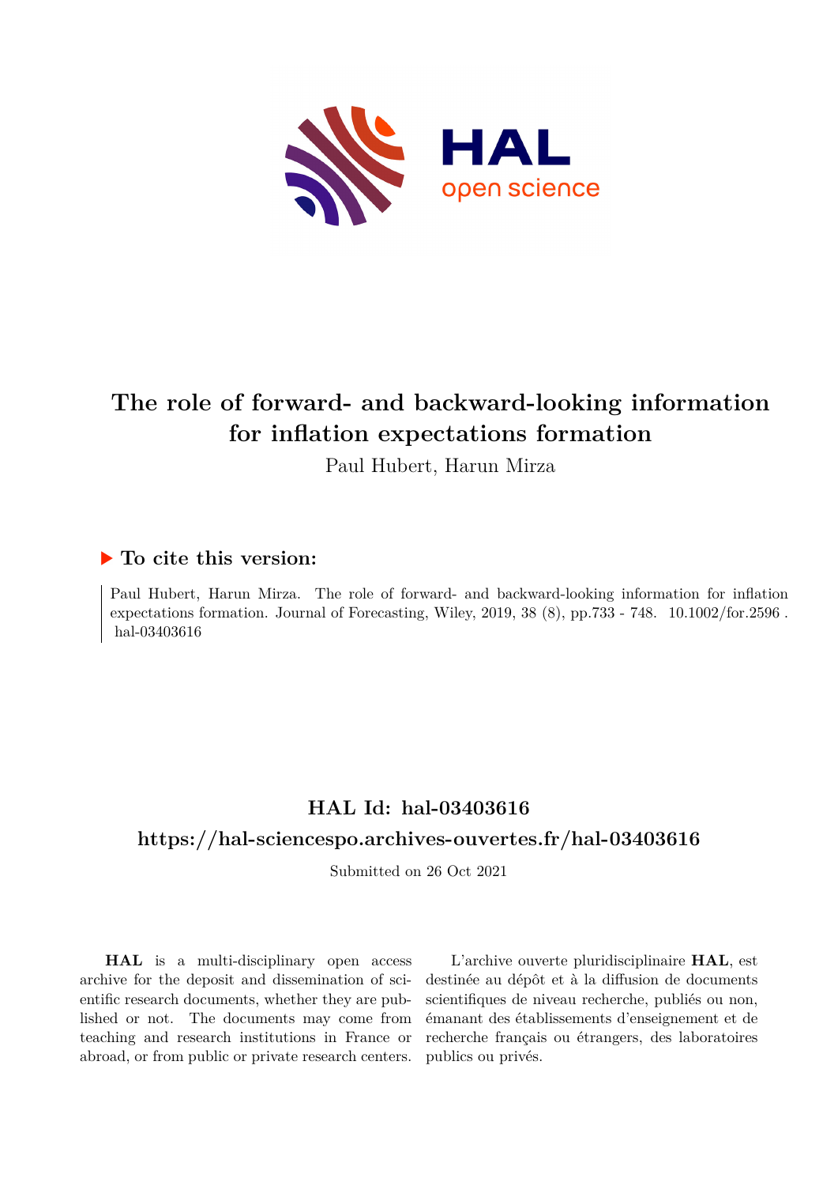# The role of forward- and backward-looking information for inflation expectations formation

Paul Hubert, Harun Mirza

## ▶ To cite this version:

Paul Hubert, Harun Mirza. The role of forward- and backward-looking information for inflation expectations formation. Journal of Forecasting, Wiley, 2019, 38 (8), pp.733 - 748. 10.1002/for.2596 . hal-03403616

## HAL Id: hal-03403616

## https://hal-sciencespo.archives-ouvertes.fr/hal-03403616

Submitted on 26 Oct 2021

**HAL** is a multi-disciplinary open access archive for the deposit and dissemination of scientific research documents, whether they are published or not. The documents may come from teaching and research institutions in France or abroad, or from public or private research centers.

L'archive ouverte pluridisciplinaire **HAL**, est destinée au dépôt et à la diffusion de documents scientifiques de niveau recherche, publiés ou non, émanant des établissements d'enseignement et de recherche français ou étrangers, des laboratoires publics ou privés.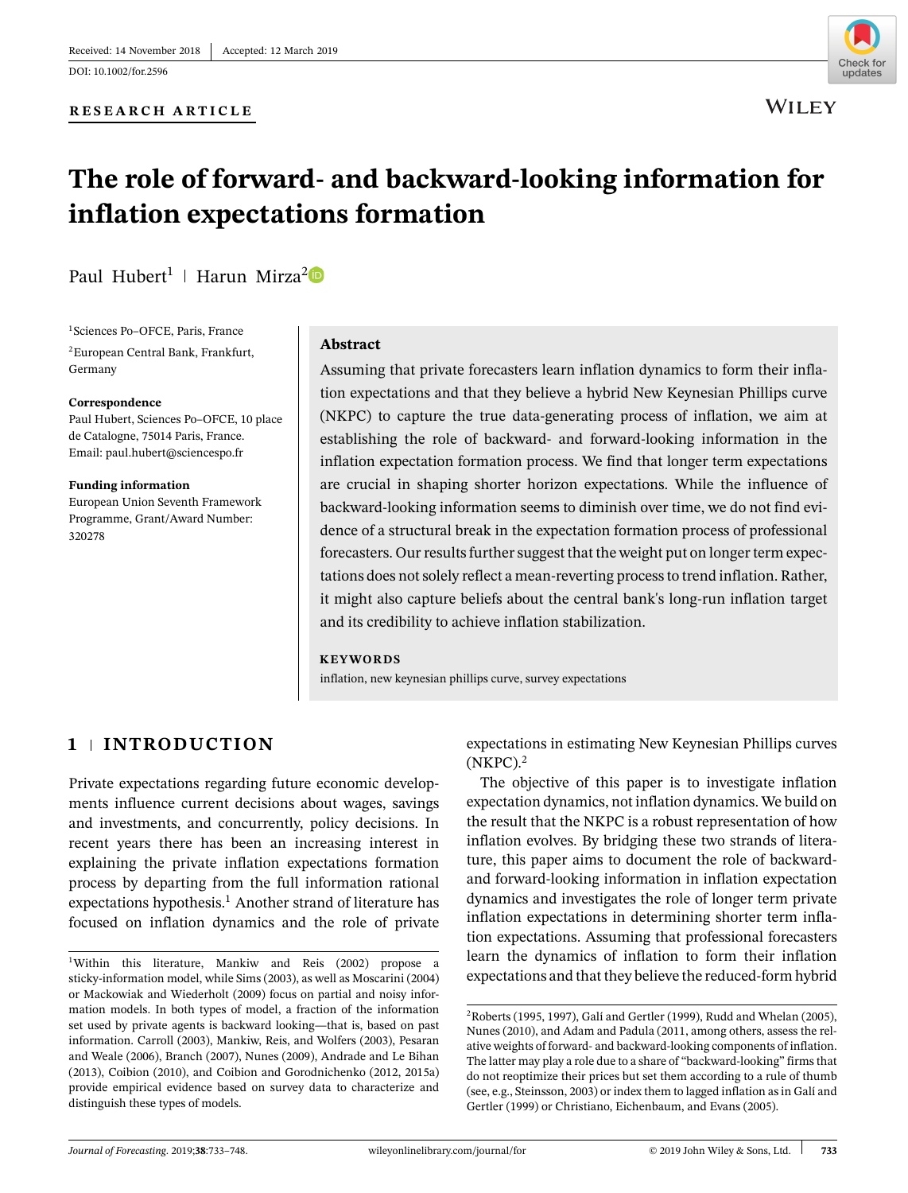Received: 14 November 2018 | Accepted: 12 March 2019

DOI: 10.1002/for.2596

**RESEARCH ARTICLE**

# The role of forward- and backward-looking information for inflation expectations formation

Paul Hubert[1] | Harun Mirza[2]

[1]Sciences Po–OFCE, Paris, France

[2]European Central Bank, Frankfurt, Germany

**Correspondence**
Paul Hubert, Sciences Po–OFCE, 10 place de Catalogne, 75014 Paris, France.
Email: paul.hubert@sciencespo.fr

**Funding information**
European Union Seventh Framework Programme, Grant/Award Number: 320278

## Abstract

Assuming that private forecasters learn inflation dynamics to form their inflation expectations and that they believe a hybrid New Keynesian Phillips curve (NKPC) to capture the true data-generating process of inflation, we aim at establishing the role of backward- and forward-looking information in the inflation expectation formation process. We find that longer term expectations are crucial in shaping shorter horizon expectations. While the influence of backward-looking information seems to diminish over time, we do not find evidence of a structural break in the expectation formation process of professional forecasters. Our results further suggest that the weight put on longer term expectations does not solely reflect a mean-reverting process to trend inflation. Rather, it might also capture beliefs about the central bank's long-run inflation target and its credibility to achieve inflation stabilization.

**KEYWORDS**

inflation, new keynesian phillips curve, survey expectations

## 1 | INTRODUCTION

Private expectations regarding future economic developments influence current decisions about wages, savings and investments, and concurrently, policy decisions. In recent years there has been an increasing interest in explaining the private inflation expectations formation process by departing from the full information rational expectations hypothesis.[1] Another strand of literature has focused on inflation dynamics and the role of private expectations in estimating New Keynesian Phillips curves (NKPC).[2]

The objective of this paper is to investigate inflation expectation dynamics, not inflation dynamics. We build on the result that the NKPC is a robust representation of how inflation evolves. By bridging these two strands of literature, this paper aims to document the role of backward- and forward-looking information in inflation expectation dynamics and investigates the role of longer term private inflation expectations in determining shorter term inflation expectations. Assuming that professional forecasters learn the dynamics of inflation to form their inflation expectations and that they believe the reduced-form hybrid

[1]Within this literature, Mankiw and Reis (2002) propose a sticky-information model, while Sims (2003), as well as Moscarini (2004) or Mackowiak and Wiederholt (2009) focus on partial and noisy information models. In both types of model, a fraction of the information set used by private agents is backward looking—that is, based on past information. Carroll (2003), Mankiw, Reis, and Wolfers (2003), Pesaran and Weale (2006), Branch (2007), Nunes (2009), Andrade and Le Bihan (2013), Coibion (2010), and Coibion and Gorodnichenko (2012, 2015a) provide empirical evidence based on survey data to characterize and distinguish these types of models.

[2]Roberts (1995, 1997), Galí and Gertler (1999), Rudd and Whelan (2005), Nunes (2010), and Adam and Padula (2011, among others, assess the relative weights of forward- and backward-looking components of inflation. The latter may play a role due to a share of "backward-looking" firms that do not reoptimize their prices but set them according to a rule of thumb (see, e.g., Steinsson, 2003) or index them to lagged inflation as in Galí and Gertler (1999) or Christiano, Eichenbaum, and Evans (2005).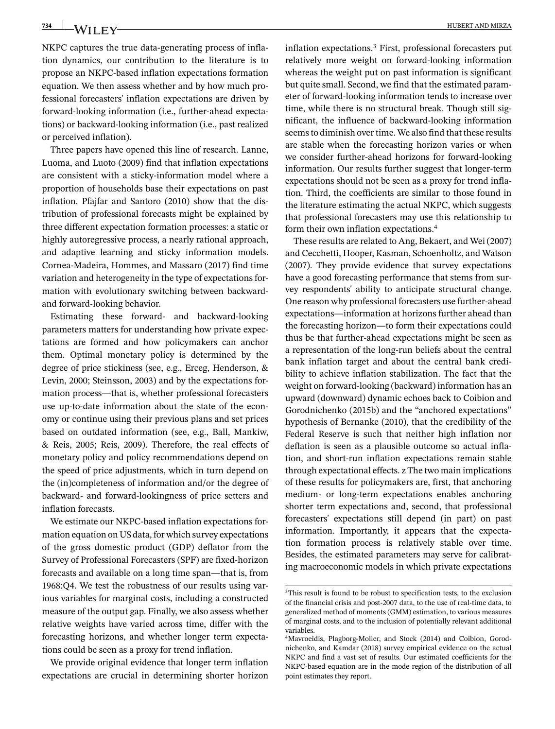NKPC captures the true data-generating process of inflation dynamics, our contribution to the literature is to propose an NKPC-based inflation expectations formation equation. We then assess whether and by how much professional forecasters' inflation expectations are driven by forward-looking information (i.e., further-ahead expectations) or backward-looking information (i.e., past realized or perceived inflation).

Three papers have opened this line of research. Lanne, Luoma, and Luoto (2009) find that inflation expectations are consistent with a sticky-information model where a proportion of households base their expectations on past inflation. Pfajfar and Santoro (2010) show that the distribution of professional forecasts might be explained by three different expectation formation processes: a static or highly autoregressive process, a nearly rational approach, and adaptive learning and sticky information models. Cornea-Madeira, Hommes, and Massaro (2017) find time variation and heterogeneity in the type of expectations formation with evolutionary switching between backward- and forward-looking behavior.

Estimating these forward- and backward-looking parameters matters for understanding how private expectations are formed and how policymakers can anchor them. Optimal monetary policy is determined by the degree of price stickiness (see, e.g., Erceg, Henderson, & Levin, 2000; Steinsson, 2003) and by the expectations formation process—that is, whether professional forecasters use up-to-date information about the state of the economy or continue using their previous plans and set prices based on outdated information (see, e.g., Ball, Mankiw, & Reis, 2005; Reis, 2009). Therefore, the real effects of monetary policy and policy recommendations depend on the speed of price adjustments, which in turn depend on the (in)completeness of information and/or the degree of backward- and forward-lookingness of price setters and inflation forecasts.

We estimate our NKPC-based inflation expectations formation equation on US data, for which survey expectations of the gross domestic product (GDP) deflator from the Survey of Professional Forecasters (SPF) are fixed-horizon forecasts and available on a long time span—that is, from 1968:Q4. We test the robustness of our results using various variables for marginal costs, including a constructed measure of the output gap. Finally, we also assess whether relative weights have varied across time, differ with the forecasting horizons, and whether longer term expectations could be seen as a proxy for trend inflation.

We provide original evidence that longer term inflation expectations are crucial in determining shorter horizon inflation expectations.[3] First, professional forecasters put relatively more weight on forward-looking information whereas the weight put on past information is significant but quite small. Second, we find that the estimated parameter of forward-looking information tends to increase over time, while there is no structural break. Though still significant, the influence of backward-looking information seems to diminish over time. We also find that these results are stable when the forecasting horizon varies or when we consider further-ahead horizons for forward-looking information. Our results further suggest that longer-term expectations should not be seen as a proxy for trend inflation. Third, the coefficients are similar to those found in the literature estimating the actual NKPC, which suggests that professional forecasters may use this relationship to form their own inflation expectations.[4]

These results are related to Ang, Bekaert, and Wei (2007) and Cecchetti, Hooper, Kasman, Schoenholtz, and Watson (2007). They provide evidence that survey expectations have a good forecasting performance that stems from survey respondents' ability to anticipate structural change. One reason why professional forecasters use further-ahead expectations—information at horizons further ahead than the forecasting horizon—to form their expectations could thus be that further-ahead expectations might be seen as a representation of the long-run beliefs about the central bank inflation target and about the central bank credibility to achieve inflation stabilization. The fact that the weight on forward-looking (backward) information has an upward (downward) dynamic echoes back to Coibion and Gorodnichenko (2015b) and the "anchored expectations" hypothesis of Bernanke (2010), that the credibility of the Federal Reserve is such that neither high inflation nor deflation is seen as a plausible outcome so actual inflation, and short-run inflation expectations remain stable through expectational effects. z The two main implications of these results for policymakers are, first, that anchoring medium- or long-term expectations enables anchoring shorter term expectations and, second, that professional forecasters' expectations still depend (in part) on past information. Importantly, it appears that the expectation formation process is relatively stable over time. Besides, the estimated parameters may serve for calibrating macroeconomic models in which private expectations

[3]This result is found to be robust to specification tests, to the exclusion of the financial crisis and post-2007 data, to the use of real-time data, to generalized method of moments (GMM) estimation, to various measures of marginal costs, and to the inclusion of potentially relevant additional variables.

[4]Mavroeidis, Plagborg-Moller, and Stock (2014) and Coibion, Gorodnichenko, and Kamdar (2018) survey empirical evidence on the actual NKPC and find a vast set of results. Our estimated coefficients for the NKPC-based equation are in the mode region of the distribution of all point estimates they report.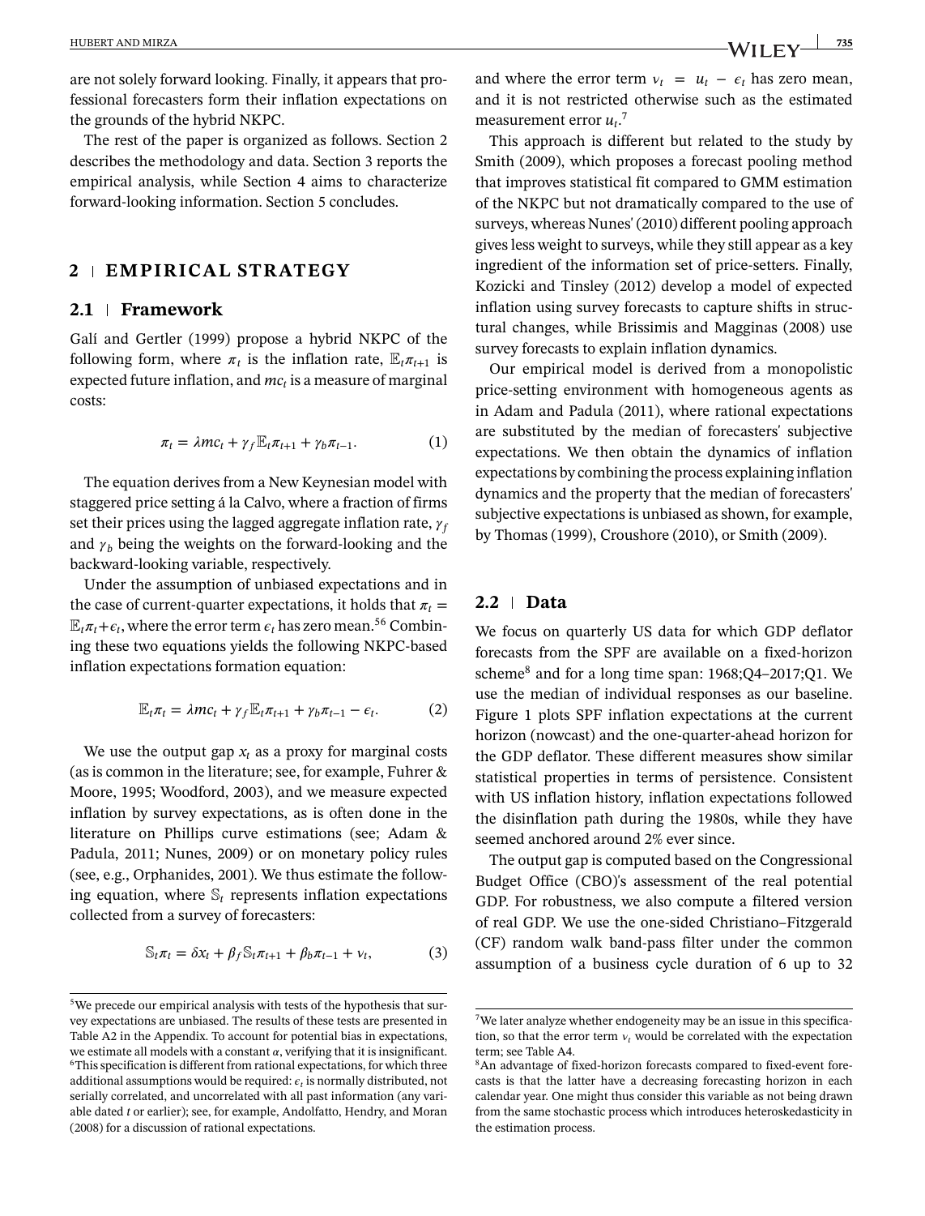are not solely forward looking. Finally, it appears that professional forecasters form their inflation expectations on the grounds of the hybrid NKPC.

The rest of the paper is organized as follows. Section 2 describes the methodology and data. Section 3 reports the empirical analysis, while Section 4 aims to characterize forward-looking information. Section 5 concludes.

## 2 | EMPIRICAL STRATEGY

### 2.1 | Framework

Galí and Gertler (1999) propose a hybrid NKPC of the following form, where $\pi_t$ is the inflation rate, $\mathbb{E}_t\pi_{t+1}$ is expected future inflation, and $mc_t$ is a measure of marginal costs:

$$\pi_t = \lambda mc_t + \gamma_f \mathbb{E}_t\pi_{t+1} + \gamma_b \pi_{t-1}. \quad (1)$$

The equation derives from a New Keynesian model with staggered price setting á la Calvo, where a fraction of firms set their prices using the lagged aggregate inflation rate, $\gamma_f$ and $\gamma_b$ being the weights on the forward-looking and the backward-looking variable, respectively.

Under the assumption of unbiased expectations and in the case of current-quarter expectations, it holds that $\pi_t = \mathbb{E}_t\pi_t + \epsilon_t$, where the error term $\epsilon_t$ has zero mean.[5,6] Combining these two equations yields the following NKPC-based inflation expectations formation equation:

$$\mathbb{E}_t\pi_t = \lambda mc_t + \gamma_f \mathbb{E}_t\pi_{t+1} + \gamma_b \pi_{t-1} - \epsilon_t. \quad (2)$$

We use the output gap $x_t$ as a proxy for marginal costs (as is common in the literature; see, for example, Fuhrer & Moore, 1995; Woodford, 2003), and we measure expected inflation by survey expectations, as is often done in the literature on Phillips curve estimations (see; Adam & Padula, 2011; Nunes, 2009) or on monetary policy rules (see, e.g., Orphanides, 2001). We thus estimate the following equation, where $\mathbb{S}_t$ represents inflation expectations collected from a survey of forecasters:

$$\mathbb{S}_t\pi_t = \delta x_t + \beta_f \mathbb{S}_t\pi_{t+1} + \beta_b \pi_{t-1} + \nu_t, \quad (3)$$

and where the error term $\nu_t = u_t - \epsilon_t$ has zero mean, and it is not restricted otherwise such as the estimated measurement error $u_t$.[7]

This approach is different but related to the study by Smith (2009), which proposes a forecast pooling method that improves statistical fit compared to GMM estimation of the NKPC but not dramatically compared to the use of surveys, whereas Nunes' (2010) different pooling approach gives less weight to surveys, while they still appear as a key ingredient of the information set of price-setters. Finally, Kozicki and Tinsley (2012) develop a model of expected inflation using survey forecasts to capture shifts in structural changes, while Brissimis and Magginas (2008) use survey forecasts to explain inflation dynamics.

Our empirical model is derived from a monopolistic price-setting environment with homogeneous agents as in Adam and Padula (2011), where rational expectations are substituted by the median of forecasters' subjective expectations. We then obtain the dynamics of inflation expectations by combining the process explaining inflation dynamics and the property that the median of forecasters' subjective expectations is unbiased as shown, for example, by Thomas (1999), Croushore (2010), or Smith (2009).

### 2.2 | Data

We focus on quarterly US data for which GDP deflator forecasts from the SPF are available on a fixed-horizon scheme[8] and for a long time span: 1968;Q4–2017;Q1. We use the median of individual responses as our baseline. Figure 1 plots SPF inflation expectations at the current horizon (nowcast) and the one-quarter-ahead horizon for the GDP deflator. These different measures show similar statistical properties in terms of persistence. Consistent with US inflation history, inflation expectations followed the disinflation path during the 1980s, while they have seemed anchored around 2% ever since.

The output gap is computed based on the Congressional Budget Office (CBO)'s assessment of the real potential GDP. For robustness, we also compute a filtered version of real GDP. We use the one-sided Christiano–Fitzgerald (CF) random walk band-pass filter under the common assumption of a business cycle duration of 6 up to 32

---

[5] We precede our empirical analysis with tests of the hypothesis that survey expectations are unbiased. The results of these tests are presented in Table A2 in the Appendix. To account for potential bias in expectations, we estimate all models with a constant $\alpha$, verifying that it is insignificant.

[6] This specification is different from rational expectations, for which three additional assumptions would be required: $\epsilon_t$ is normally distributed, not serially correlated, and uncorrelated with all past information (any variable dated $t$ or earlier); see, for example, Andolfatto, Hendry, and Moran (2008) for a discussion of rational expectations.

[7] We later analyze whether endogeneity may be an issue in this specification, so that the error term $\nu_t$ would be correlated with the expectation term; see Table A4.

[8] An advantage of fixed-horizon forecasts compared to fixed-event forecasts is that the latter have a decreasing forecasting horizon in each calendar year. One might thus consider this variable as not being drawn from the same stochastic process which introduces heteroskedasticity in the estimation process.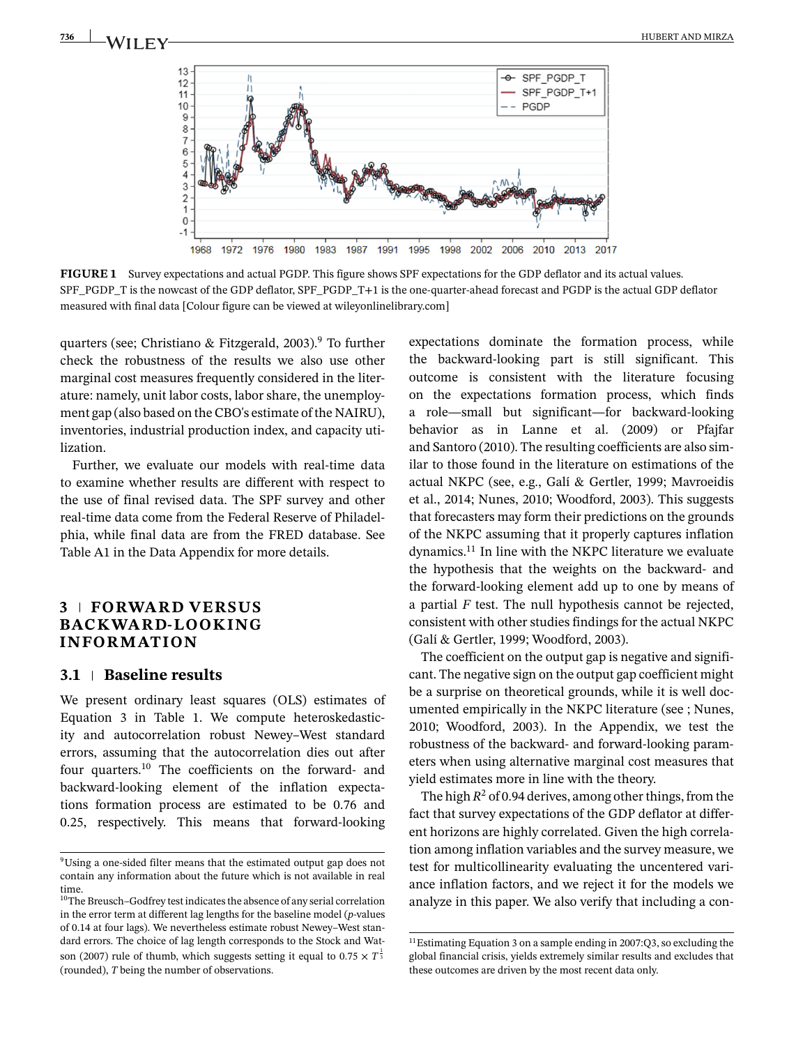**FIGURE 1** Survey expectations and actual PGDP. This figure shows SPF expectations for the GDP deflator and its actual values. SPF_PGDP_T is the nowcast of the GDP deflator, SPF_PGDP_T+1 is the one-quarter-ahead forecast and PGDP is the actual GDP deflator measured with final data [Colour figure can be viewed at wileyonlinelibrary.com]

quarters (see; Christiano & Fitzgerald, 2003).[9] To further check the robustness of the results we also use other marginal cost measures frequently considered in the literature: namely, unit labor costs, labor share, the unemployment gap (also based on the CBO's estimate of the NAIRU), inventories, industrial production index, and capacity utilization.

Further, we evaluate our models with real-time data to examine whether results are different with respect to the use of final revised data. The SPF survey and other real-time data come from the Federal Reserve of Philadelphia, while final data are from the FRED database. See Table A1 in the Data Appendix for more details.

## 3 | FORWARD VERSUS BACKWARD-LOOKING INFORMATION

### 3.1 | Baseline results

We present ordinary least squares (OLS) estimates of Equation 3 in Table 1. We compute heteroskedasticity and autocorrelation robust Newey–West standard errors, assuming that the autocorrelation dies out after four quarters.[10] The coefficients on the forward- and backward-looking element of the inflation expectations formation process are estimated to be 0.76 and 0.25, respectively. This means that forward-looking expectations dominate the formation process, while the backward-looking part is still significant. This outcome is consistent with the literature focusing on the expectations formation process, which finds a role—small but significant—for backward-looking behavior as in Lanne et al. (2009) or Pfajfar and Santoro (2010). The resulting coefficients are also similar to those found in the literature on estimations of the actual NKPC (see, e.g., Galí & Gertler, 1999; Mavroeidis et al., 2014; Nunes, 2010; Woodford, 2003). This suggests that forecasters may form their predictions on the grounds of the NKPC assuming that it properly captures inflation dynamics.[11] In line with the NKPC literature we evaluate the hypothesis that the weights on the backward- and the forward-looking element add up to one by means of a partial $F$ test. The null hypothesis cannot be rejected, consistent with other studies findings for the actual NKPC (Galí & Gertler, 1999; Woodford, 2003).

The coefficient on the output gap is negative and significant. The negative sign on the output gap coefficient might be a surprise on theoretical grounds, while it is well documented empirically in the NKPC literature (see ; Nunes, 2010; Woodford, 2003). In the Appendix, we test the robustness of the backward- and forward-looking parameters when using alternative marginal cost measures that yield estimates more in line with the theory.

The high $R^2$ of 0.94 derives, among other things, from the fact that survey expectations of the GDP deflator at different horizons are highly correlated. Given the high correlation among inflation variables and the survey measure, we test for multicollinearity evaluating the uncentered variance inflation factors, and we reject it for the models we analyze in this paper. We also verify that including a con-

[9] Using a one-sided filter means that the estimated output gap does not contain any information about the future which is not available in real time.

[10] The Breusch–Godfrey test indicates the absence of any serial correlation in the error term at different lag lengths for the baseline model ($p$-values of 0.14 at four lags). We nevertheless estimate robust Newey–West standard errors. The choice of lag length corresponds to the Stock and Watson (2007) rule of thumb, which suggests setting it equal to $0.75 \times T^{\frac{1}{3}}$ (rounded), $T$ being the number of observations.

[11] Estimating Equation 3 on a sample ending in 2007:Q3, so excluding the global financial crisis, yields extremely similar results and excludes that these outcomes are driven by the most recent data only.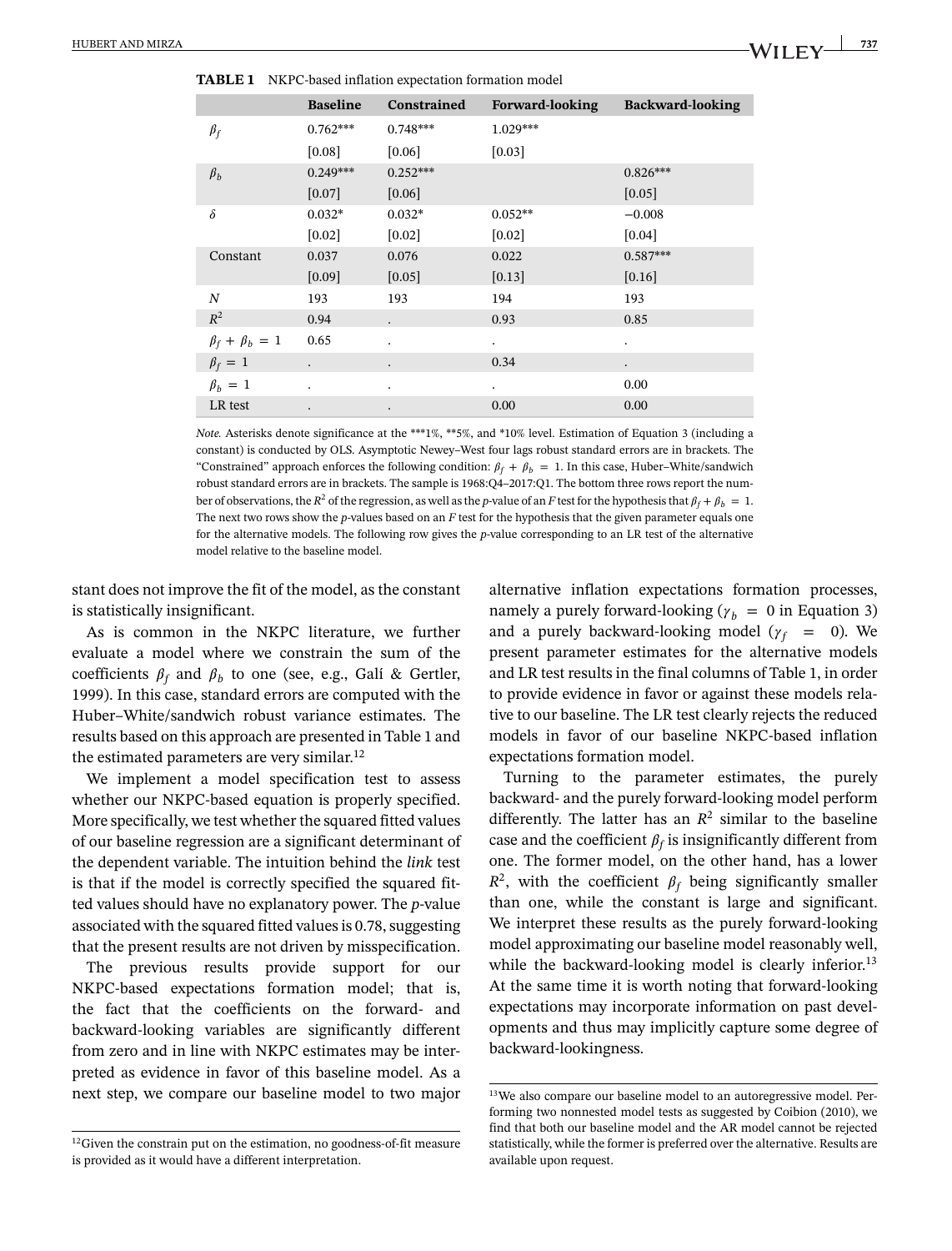**TABLE 1** NKPC-based inflation expectation formation model

| | Baseline | Constrained | Forward-looking | Backward-looking |
|---|---|---|---|---|
| $\beta_f$ | 0.762*** | 0.748*** | 1.029*** | |
| | [0.08] | [0.06] | [0.03] | |
| $\beta_b$ | 0.249*** | 0.252*** | | 0.826*** |
| | [0.07] | [0.06] | | [0.05] |
| $\delta$ | 0.032* | 0.032* | 0.052** | −0.008 |
| | [0.02] | [0.02] | [0.02] | [0.04] |
| Constant | 0.037 | 0.076 | 0.022 | 0.587*** |
| | [0.09] | [0.05] | [0.13] | [0.16] |
| $N$ | 193 | 193 | 194 | 193 |
| $R^2$ | 0.94 | . | 0.93 | 0.85 |
| $\beta_f + \beta_b = 1$ | 0.65 | . | . | . |
| $\beta_f = 1$ | . | . | 0.34 | . |
| $\beta_b = 1$ | . | . | . | 0.00 |
| LR test | . | . | 0.00 | 0.00 |

*Note.* Asterisks denote significance at the ***1%, **5%, and *10% level. Estimation of Equation 3 (including a constant) is conducted by OLS. Asymptotic Newey–West four lags robust standard errors are in brackets. The "Constrained" approach enforces the following condition: $\beta_f + \beta_b = 1$. In this case, Huber–White/sandwich robust standard errors are in brackets. The sample is 1968:Q4–2017:Q1. The bottom three rows report the number of observations, the $R^2$ of the regression, as well as the *p*-value of an *F* test for the hypothesis that $\beta_f + \beta_b = 1$. The next two rows show the *p*-values based on an *F* test for the hypothesis that the given parameter equals one for the alternative models. The following row gives the *p*-value corresponding to an LR test of the alternative model relative to the baseline model.

stant does not improve the fit of the model, as the constant is statistically insignificant.

As is common in the NKPC literature, we further evaluate a model where we constrain the sum of the coefficients $\beta_f$ and $\beta_b$ to one (see, e.g., Galí & Gertler, 1999). In this case, standard errors are computed with the Huber–White/sandwich robust variance estimates. The results based on this approach are presented in Table 1 and the estimated parameters are very similar.[12]

We implement a model specification test to assess whether our NKPC-based equation is properly specified. More specifically, we test whether the squared fitted values of our baseline regression are a significant determinant of the dependent variable. The intuition behind the *link* test is that if the model is correctly specified the squared fitted values should have no explanatory power. The *p*-value associated with the squared fitted values is 0.78, suggesting that the present results are not driven by misspecification.

The previous results provide support for our NKPC-based expectations formation model; that is, the fact that the coefficients on the forward- and backward-looking variables are significantly different from zero and in line with NKPC estimates may be interpreted as evidence in favor of this baseline model. As a next step, we compare our baseline model to two major alternative inflation expectations formation processes, namely a purely forward-looking ($\gamma_b = 0$ in Equation 3) and a purely backward-looking model ($\gamma_f = 0$). We present parameter estimates for the alternative models and LR test results in the final columns of Table 1, in order to provide evidence in favor or against these models relative to our baseline. The LR test clearly rejects the reduced models in favor of our baseline NKPC-based inflation expectations formation model.

Turning to the parameter estimates, the purely backward- and the purely forward-looking model perform differently. The latter has an $R^2$ similar to the baseline case and the coefficient $\beta_f$ is insignificantly different from one. The former model, on the other hand, has a lower $R^2$, with the coefficient $\beta_f$ being significantly smaller than one, while the constant is large and significant. We interpret these results as the purely forward-looking model approximating our baseline model reasonably well, while the backward-looking model is clearly inferior.[13] At the same time it is worth noting that forward-looking expectations may incorporate information on past developments and thus may implicitly capture some degree of backward-lookingness.

[12] Given the constrain put on the estimation, no goodness-of-fit measure is provided as it would have a different interpretation.

[13] We also compare our baseline model to an autoregressive model. Performing two nonnested model tests as suggested by Coibion (2010), we find that both our baseline model and the AR model cannot be rejected statistically, while the former is preferred over the alternative. Results are available upon request.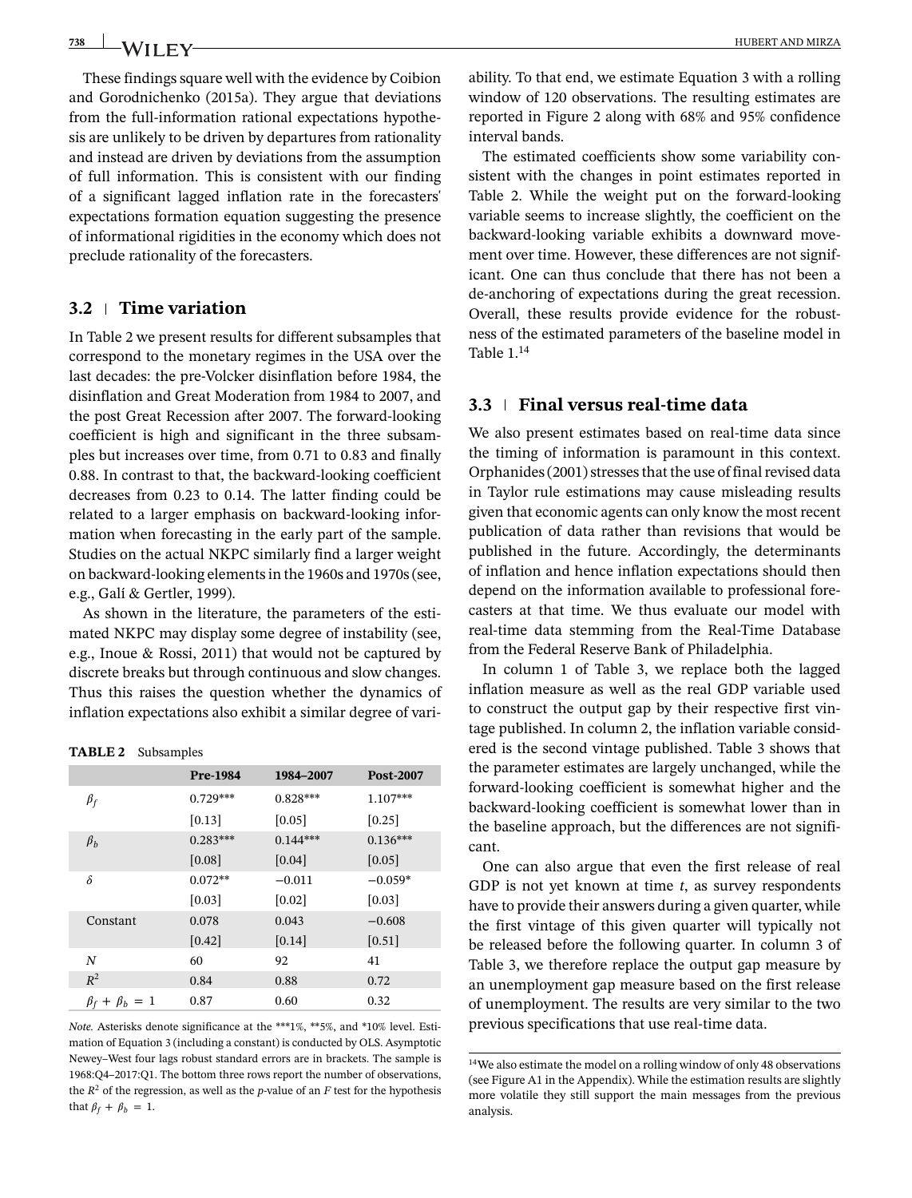These findings square well with the evidence by Coibion and Gorodnichenko (2015a). They argue that deviations from the full-information rational expectations hypothesis are unlikely to be driven by departures from rationality and instead are driven by deviations from the assumption of full information. This is consistent with our finding of a significant lagged inflation rate in the forecasters' expectations formation equation suggesting the presence of informational rigidities in the economy which does not preclude rationality of the forecasters.

## 3.2 | Time variation

In Table 2 we present results for different subsamples that correspond to the monetary regimes in the USA over the last decades: the pre-Volcker disinflation before 1984, the disinflation and Great Moderation from 1984 to 2007, and the post Great Recession after 2007. The forward-looking coefficient is high and significant in the three subsamples but increases over time, from 0.71 to 0.83 and finally 0.88. In contrast to that, the backward-looking coefficient decreases from 0.23 to 0.14. The latter finding could be related to a larger emphasis on backward-looking information when forecasting in the early part of the sample. Studies on the actual NKPC similarly find a larger weight on backward-looking elements in the 1960s and 1970s (see, e.g., Galí & Gertler, 1999).

As shown in the literature, the parameters of the estimated NKPC may display some degree of instability (see, e.g., Inoue & Rossi, 2011) that would not be captured by discrete breaks but through continuous and slow changes. Thus this raises the question whether the dynamics of inflation expectations also exhibit a similar degree of variability. To that end, we estimate Equation 3 with a rolling window of 120 observations. The resulting estimates are reported in Figure 2 along with 68% and 95% confidence interval bands.

**TABLE 2** Subsamples

| | Pre-1984 | 1984–2007 | Post-2007 |
|---|---|---|---|
| $\beta_f$ | 0.729*** | 0.828*** | 1.107*** |
| | [0.13] | [0.05] | [0.25] |
| $\beta_b$ | 0.283*** | 0.144*** | 0.136*** |
| | [0.08] | [0.04] | [0.05] |
| $\delta$ | 0.072** | −0.011 | −0.059* |
| | [0.03] | [0.02] | [0.03] |
| Constant | 0.078 | 0.043 | −0.608 |
| | [0.42] | [0.14] | [0.51] |
| $N$ | 60 | 92 | 41 |
| $R^2$ | 0.84 | 0.88 | 0.72 |
| $\beta_f + \beta_b = 1$ | 0.87 | 0.60 | 0.32 |

*Note.* Asterisks denote significance at the ***1%, **5%, and *10% level. Estimation of Equation 3 (including a constant) is conducted by OLS. Asymptotic Newey–West four lags robust standard errors are in brackets. The sample is 1968:Q4–2017:Q1. The bottom three rows report the number of observations, the $R^2$ of the regression, as well as the $p$-value of an $F$ test for the hypothesis that $\beta_f + \beta_b = 1$.

The estimated coefficients show some variability consistent with the changes in point estimates reported in Table 2. While the weight put on the forward-looking variable seems to increase slightly, the coefficient on the backward-looking variable exhibits a downward movement over time. However, these differences are not significant. One can thus conclude that there has not been a de-anchoring of expectations during the great recession. Overall, these results provide evidence for the robustness of the estimated parameters of the baseline model in Table 1.[14]

## 3.3 | Final versus real-time data

We also present estimates based on real-time data since the timing of information is paramount in this context. Orphanides (2001) stresses that the use of final revised data in Taylor rule estimations may cause misleading results given that economic agents can only know the most recent publication of data rather than revisions that would be published in the future. Accordingly, the determinants of inflation and hence inflation expectations should then depend on the information available to professional forecasters at that time. We thus evaluate our model with real-time data stemming from the Real-Time Database from the Federal Reserve Bank of Philadelphia.

In column 1 of Table 3, we replace both the lagged inflation measure as well as the real GDP variable used to construct the output gap by their respective first vintage published. In column 2, the inflation variable considered is the second vintage published. Table 3 shows that the parameter estimates are largely unchanged, while the forward-looking coefficient is somewhat higher and the backward-looking coefficient is somewhat lower than in the baseline approach, but the differences are not significant.

One can also argue that even the first release of real GDP is not yet known at time $t$, as survey respondents have to provide their answers during a given quarter, while the first vintage of this given quarter will typically not be released before the following quarter. In column 3 of Table 3, we therefore replace the output gap measure by an unemployment gap measure based on the first release of unemployment. The results are very similar to the two previous specifications that use real-time data.

[14] We also estimate the model on a rolling window of only 48 observations (see Figure A1 in the Appendix). While the estimation results are slightly more volatile they still support the main messages from the previous analysis.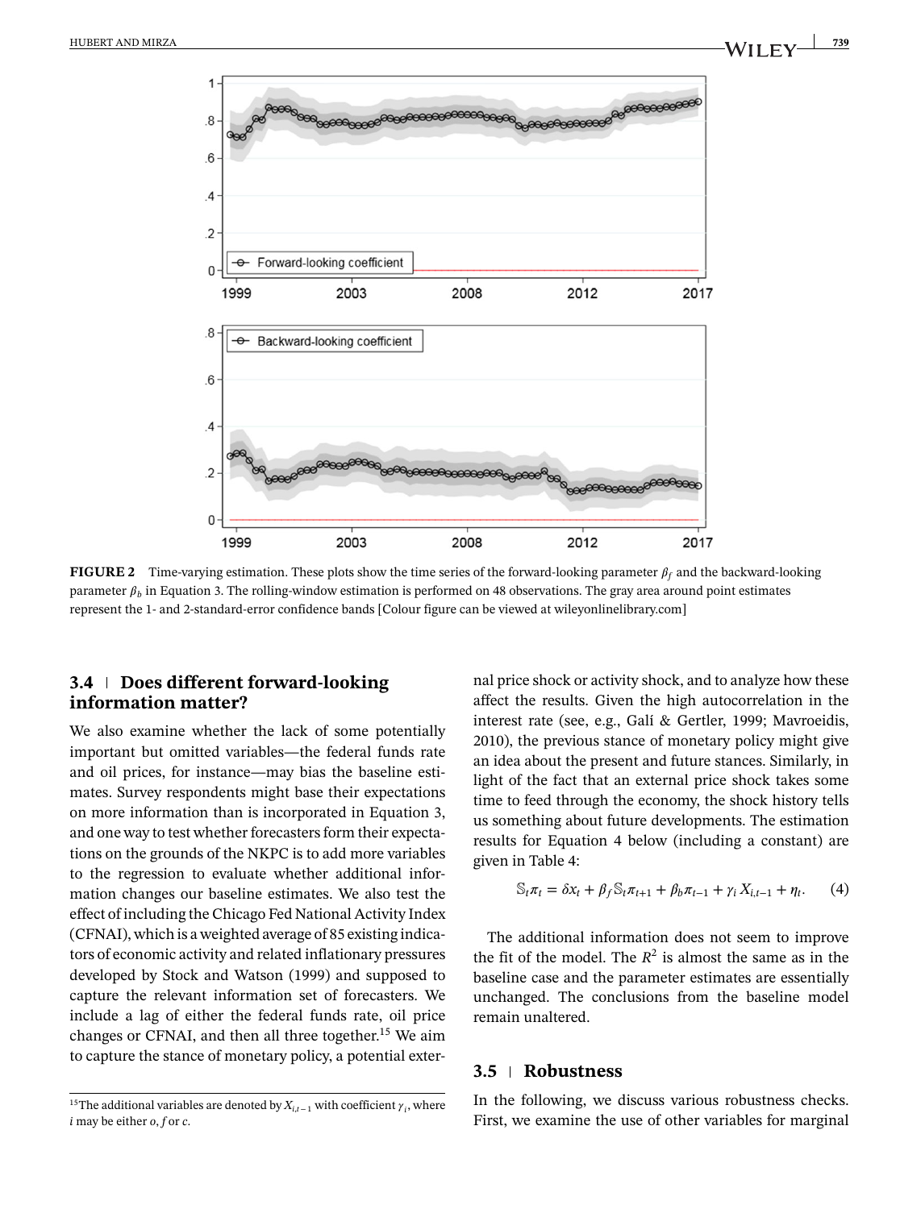FIGURE 2 Time-varying estimation. These plots show the time series of the forward-looking parameter $\beta_f$ and the backward-looking parameter $\beta_b$ in Equation 3. The rolling-window estimation is performed on 48 observations. The gray area around point estimates represent the 1- and 2-standard-error confidence bands [Colour figure can be viewed at wileyonlinelibrary.com]

### 3.4 | Does different forward-looking information matter?

We also examine whether the lack of some potentially important but omitted variables—the federal funds rate and oil prices, for instance—may bias the baseline estimates. Survey respondents might base their expectations on more information than is incorporated in Equation 3, and one way to test whether forecasters form their expectations on the grounds of the NKPC is to add more variables to the regression to evaluate whether additional information changes our baseline estimates. We also test the effect of including the Chicago Fed National Activity Index (CFNAI), which is a weighted average of 85 existing indicators of economic activity and related inflationary pressures developed by Stock and Watson (1999) and supposed to capture the relevant information set of forecasters. We include a lag of either the federal funds rate, oil price changes or CFNAI, and then all three together.[15] We aim to capture the stance of monetary policy, a potential external price shock or activity shock, and to analyze how these affect the results. Given the high autocorrelation in the interest rate (see, e.g., Galí & Gertler, 1999; Mavroeidis, 2010), the previous stance of monetary policy might give an idea about the present and future stances. Similarly, in light of the fact that an external price shock takes some time to feed through the economy, the shock history tells us something about future developments. The estimation results for Equation 4 below (including a constant) are given in Table 4:

$$\mathbb{S}_t\pi_t = \delta x_t + \beta_f \mathbb{S}_t\pi_{t+1} + \beta_b \pi_{t-1} + \gamma_i X_{i,t-1} + \eta_t. \tag{4}$$

The additional information does not seem to improve the fit of the model. The $R^2$ is almost the same as in the baseline case and the parameter estimates are essentially unchanged. The conclusions from the baseline model remain unaltered.

### 3.5 | Robustness

In the following, we discuss various robustness checks. First, we examine the use of other variables for marginal

[15] The additional variables are denoted by $X_{i,t-1}$ with coefficient $\gamma_i$, where $i$ may be either $o$, $f$ or $c$.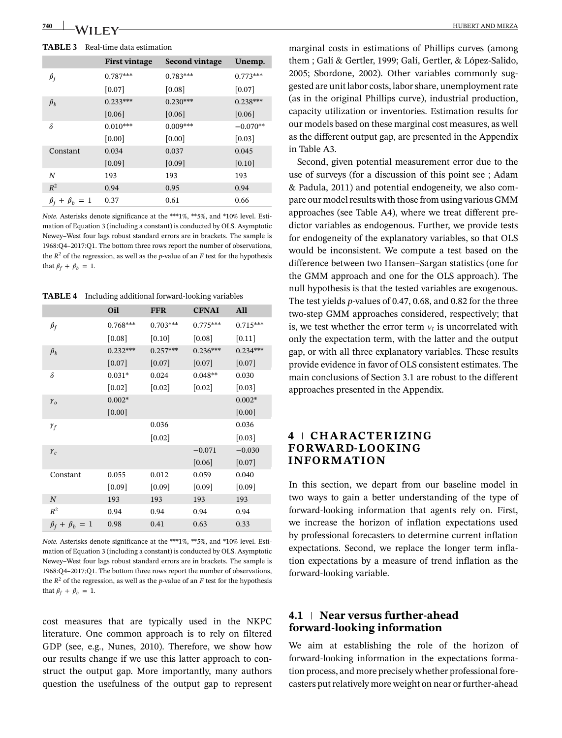**TABLE 3** Real-time data estimation

| | First vintage | Second vintage | Unemp. |
|---|---|---|---|
| $\beta_f$ | 0.787*** | 0.783*** | 0.773*** |
| | [0.07] | [0.08] | [0.07] |
| $\beta_b$ | 0.233*** | 0.230*** | 0.238*** |
| | [0.06] | [0.06] | [0.06] |
| $\delta$ | 0.010*** | 0.009*** | −0.070** |
| | [0.00] | [0.00] | [0.03] |
| Constant | 0.034 | 0.037 | 0.045 |
| | [0.09] | [0.09] | [0.10] |
| $N$ | 193 | 193 | 193 |
| $R^2$ | 0.94 | 0.95 | 0.94 |
| $\beta_f + \beta_b = 1$ | 0.37 | 0.61 | 0.66 |

*Note.* Asterisks denote significance at the ***1%, **5%, and *10% level. Estimation of Equation 3 (including a constant) is conducted by OLS. Asymptotic Newey–West four lags robust standard errors are in brackets. The sample is 1968:Q4–2017:Q1. The bottom three rows report the number of observations, the $R^2$ of the regression, as well as the $p$-value of an $F$ test for the hypothesis that $\beta_f + \beta_b = 1$.

**TABLE 4** Including additional forward-looking variables

| | Oil | FFR | CFNAI | All |
|---|---|---|---|---|
| $\beta_f$ | 0.768*** | 0.703*** | 0.775*** | 0.715*** |
| | [0.08] | [0.10] | [0.08] | [0.11] |
| $\beta_b$ | 0.232*** | 0.257*** | 0.236*** | 0.234*** |
| | [0.07] | [0.07] | [0.07] | [0.07] |
| $\delta$ | 0.031* | 0.024 | 0.048** | 0.030 |
| | [0.02] | [0.02] | [0.02] | [0.03] |
| $\gamma_o$ | 0.002* | | | 0.002* |
| | [0.00] | | | [0.00] |
| $\gamma_f$ | | 0.036 | | 0.036 |
| | | [0.02] | | [0.03] |
| $\gamma_c$ | | | −0.071 | −0.030 |
| | | | [0.06] | [0.07] |
| Constant | 0.055 | 0.012 | 0.059 | 0.040 |
| | [0.09] | [0.09] | [0.09] | [0.09] |
| $N$ | 193 | 193 | 193 | 193 |
| $R^2$ | 0.94 | 0.94 | 0.94 | 0.94 |
| $\beta_f + \beta_b = 1$ | 0.98 | 0.41 | 0.63 | 0.33 |

*Note.* Asterisks denote significance at the ***1%, **5%, and *10% level. Estimation of Equation 3 (including a constant) is conducted by OLS. Asymptotic Newey–West four lags robust standard errors are in brackets. The sample is 1968:Q4–2017;Q1. The bottom three rows report the number of observations, the $R^2$ of the regression, as well as the $p$-value of an $F$ test for the hypothesis that $\beta_f + \beta_b = 1$.

cost measures that are typically used in the NKPC literature. One common approach is to rely on filtered GDP (see, e.g., Nunes, 2010). Therefore, we show how our results change if we use this latter approach to construct the output gap. More importantly, many authors question the usefulness of the output gap to represent marginal costs in estimations of Phillips curves (among them ; Galí & Gertler, 1999; Galí, Gertler, & López-Salido, 2005; Sbordone, 2002). Other variables commonly suggested are unit labor costs, labor share, unemployment rate (as in the original Phillips curve), industrial production, capacity utilization or inventories. Estimation results for our models based on these marginal cost measures, as well as the different output gap, are presented in the Appendix in Table A3.

Second, given potential measurement error due to the use of surveys (for a discussion of this point see ; Adam & Padula, 2011) and potential endogeneity, we also compare our model results with those from using various GMM approaches (see Table A4), where we treat different predictor variables as endogenous. Further, we provide tests for endogeneity of the explanatory variables, so that OLS would be inconsistent. We compute a test based on the difference between two Hansen–Sargan statistics (one for the GMM approach and one for the OLS approach). The null hypothesis is that the tested variables are exogenous. The test yields $p$-values of 0.47, 0.68, and 0.82 for the three two-step GMM approaches considered, respectively; that is, we test whether the error term $v_t$ is uncorrelated with only the expectation term, with the latter and the output gap, or with all three explanatory variables. These results provide evidence in favor of OLS consistent estimates. The main conclusions of Section 3.1 are robust to the different approaches presented in the Appendix.

## 4 | CHARACTERIZING FORWARD-LOOKING INFORMATION

In this section, we depart from our baseline model in two ways to gain a better understanding of the type of forward-looking information that agents rely on. First, we increase the horizon of inflation expectations used by professional forecasters to determine current inflation expectations. Second, we replace the longer term inflation expectations by a measure of trend inflation as the forward-looking variable.

### 4.1 | Near versus further-ahead forward-looking information

We aim at establishing the role of the horizon of forward-looking information in the expectations formation process, and more precisely whether professional forecasters put relatively more weight on near or further-ahead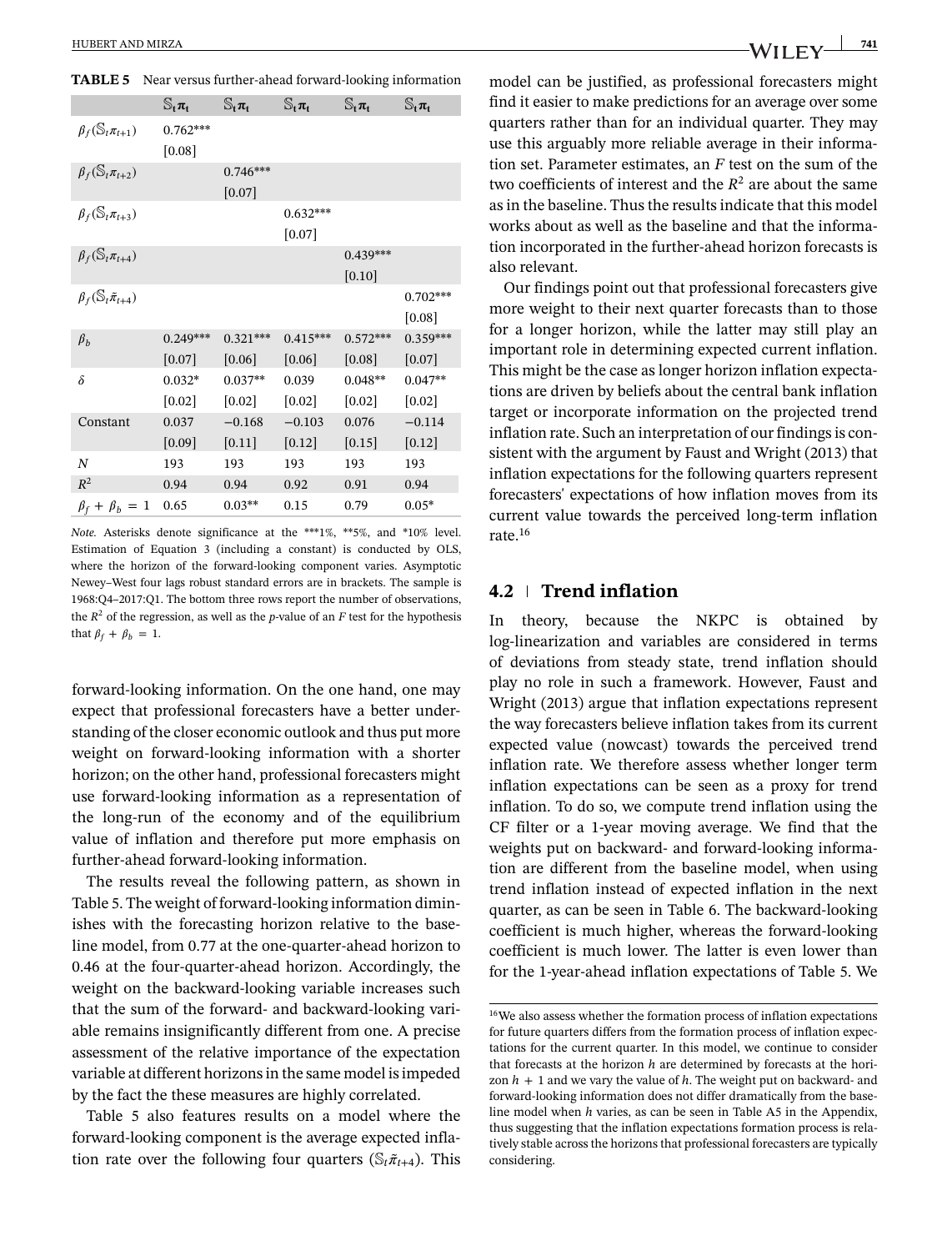**TABLE 5** Near versus further-ahead forward-looking information

| | $\mathbb{S}_t\pi_t$ | $\mathbb{S}_t\pi_t$ | $\mathbb{S}_t\pi_t$ | $\mathbb{S}_t\pi_t$ | $\mathbb{S}_t\pi_t$ |
|---|---|---|---|---|---|
| $\beta_f(\mathbb{S}_t\pi_{t+1})$ | 0.762*** | | | | |
| | [0.08] | | | | |
| $\beta_f(\mathbb{S}_t\pi_{t+2})$ | | 0.746*** | | | |
| | | [0.07] | | | |
| $\beta_f(\mathbb{S}_t\pi_{t+3})$ | | | 0.632*** | | |
| | | | [0.07] | | |
| $\beta_f(\mathbb{S}_t\pi_{t+4})$ | | | | 0.439*** | |
| | | | | [0.10] | |
| $\beta_f(\mathbb{S}_t\tilde{\pi}_{t+4})$ | | | | | 0.702*** |
| | | | | | [0.08] |
| $\beta_b$ | 0.249*** | 0.321*** | 0.415*** | 0.572*** | 0.359*** |
| | [0.07] | [0.06] | [0.06] | [0.08] | [0.07] |
| $\delta$ | 0.032* | 0.037** | 0.039 | 0.048** | 0.047** |
| | [0.02] | [0.02] | [0.02] | [0.02] | [0.02] |
| Constant | 0.037 | −0.168 | −0.103 | 0.076 | −0.114 |
| | [0.09] | [0.11] | [0.12] | [0.15] | [0.12] |
| $N$ | 193 | 193 | 193 | 193 | 193 |
| $R^2$ | 0.94 | 0.94 | 0.92 | 0.91 | 0.94 |
| $\beta_f + \beta_b = 1$ | 0.65 | 0.03** | 0.15 | 0.79 | 0.05* |

*Note.* Asterisks denote significance at the ***1%, **5%, and *10% level. Estimation of Equation 3 (including a constant) is conducted by OLS, where the horizon of the forward-looking component varies. Asymptotic Newey–West four lags robust standard errors are in brackets. The sample is 1968:Q4–2017:Q1. The bottom three rows report the number of observations, the $R^2$ of the regression, as well as the *p*-value of an *F* test for the hypothesis that $\beta_f + \beta_b = 1$.

forward-looking information. On the one hand, one may expect that professional forecasters have a better understanding of the closer economic outlook and thus put more weight on forward-looking information with a shorter horizon; on the other hand, professional forecasters might use forward-looking information as a representation of the long-run of the economy and of the equilibrium value of inflation and therefore put more emphasis on further-ahead forward-looking information.

The results reveal the following pattern, as shown in Table 5. The weight of forward-looking information diminishes with the forecasting horizon relative to the baseline model, from 0.77 at the one-quarter-ahead horizon to 0.46 at the four-quarter-ahead horizon. Accordingly, the weight on the backward-looking variable increases such that the sum of the forward- and backward-looking variable remains insignificantly different from one. A precise assessment of the relative importance of the expectation variable at different horizons in the same model is impeded by the fact the these measures are highly correlated.

Table 5 also features results on a model where the forward-looking component is the average expected inflation rate over the following four quarters ($\mathbb{S}_t\tilde{\pi}_{t+4}$). This model can be justified, as professional forecasters might find it easier to make predictions for an average over some quarters rather than for an individual quarter. They may use this arguably more reliable average in their information set. Parameter estimates, an *F* test on the sum of the two coefficients of interest and the $R^2$ are about the same as in the baseline. Thus the results indicate that this model works about as well as the baseline and that the information incorporated in the further-ahead horizon forecasts is also relevant.

Our findings point out that professional forecasters give more weight to their next quarter forecasts than to those for a longer horizon, while the latter may still play an important role in determining expected current inflation. This might be the case as longer horizon inflation expectations are driven by beliefs about the central bank inflation target or incorporate information on the projected trend inflation rate. Such an interpretation of our findings is consistent with the argument by Faust and Wright (2013) that inflation expectations for the following quarters represent forecasters' expectations of how inflation moves from its current value towards the perceived long-term inflation rate.[16]

## 4.2 | Trend inflation

In theory, because the NKPC is obtained by log-linearization and variables are considered in terms of deviations from steady state, trend inflation should play no role in such a framework. However, Faust and Wright (2013) argue that inflation expectations represent the way forecasters believe inflation takes from its current expected value (nowcast) towards the perceived trend inflation rate. We therefore assess whether longer term inflation expectations can be seen as a proxy for trend inflation. To do so, we compute trend inflation using the CF filter or a 1-year moving average. We find that the weights put on backward- and forward-looking information are different from the baseline model, when using trend inflation instead of expected inflation in the next quarter, as can be seen in Table 6. The backward-looking coefficient is much higher, whereas the forward-looking coefficient is much lower. The latter is even lower than for the 1-year-ahead inflation expectations of Table 5. We

[16] We also assess whether the formation process of inflation expectations for future quarters differs from the formation process of inflation expectations for the current quarter. In this model, we continue to consider that forecasts at the horizon $h$ are determined by forecasts at the horizon $h + 1$ and we vary the value of $h$. The weight put on backward- and forward-looking information does not differ dramatically from the baseline model when $h$ varies, as can be seen in Table A5 in the Appendix, thus suggesting that the inflation expectations formation process is relatively stable across the horizons that professional forecasters are typically considering.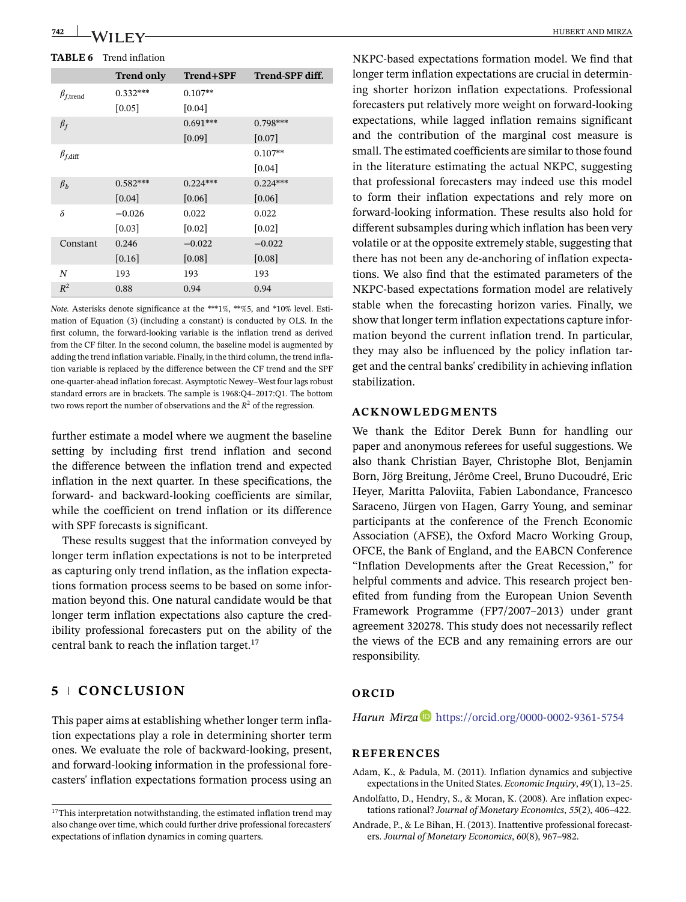**TABLE 6** Trend inflation

| | Trend only | Trend+SPF | Trend-SPF diff. |
|---|---|---|---|
| $\beta_{f,\text{trend}}$ | 0.332*** | 0.107** | |
| | [0.05] | [0.04] | |
| $\beta_f$ | | 0.691*** | 0.798*** |
| | | [0.09] | [0.07] |
| $\beta_{f,\text{diff}}$ | | | 0.107** |
| | | | [0.04] |
| $\beta_b$ | 0.582*** | 0.224*** | 0.224*** |
| | [0.04] | [0.06] | [0.06] |
| $\delta$ | −0.026 | 0.022 | 0.022 |
| | [0.03] | [0.02] | [0.02] |
| Constant | 0.246 | −0.022 | −0.022 |
| | [0.16] | [0.08] | [0.08] |
| $N$ | 193 | 193 | 193 |
| $R^2$ | 0.88 | 0.94 | 0.94 |

*Note.* Asterisks denote significance at the ***1%, **%5, and *10% level. Estimation of Equation (3) (including a constant) is conducted by OLS. In the first column, the forward-looking variable is the inflation trend as derived from the CF filter. In the second column, the baseline model is augmented by adding the trend inflation variable. Finally, in the third column, the trend inflation variable is replaced by the difference between the CF trend and the SPF one-quarter-ahead inflation forecast. Asymptotic Newey–West four lags robust standard errors are in brackets. The sample is 1968:Q4–2017:Q1. The bottom two rows report the number of observations and the $R^2$ of the regression.

further estimate a model where we augment the baseline setting by including first trend inflation and second the difference between the inflation trend and expected inflation in the next quarter. In these specifications, the forward- and backward-looking coefficients are similar, while the coefficient on trend inflation or its difference with SPF forecasts is significant.

These results suggest that the information conveyed by longer term inflation expectations is not to be interpreted as capturing only trend inflation, as the inflation expectations formation process seems to be based on some information beyond this. One natural candidate would be that longer term inflation expectations also capture the credibility professional forecasters put on the ability of the central bank to reach the inflation target.[17]

## 5 CONCLUSION

This paper aims at establishing whether longer term inflation expectations play a role in determining shorter term ones. We evaluate the role of backward-looking, present, and forward-looking information in the professional forecasters' inflation expectations formation process using an NKPC-based expectations formation model. We find that longer term inflation expectations are crucial in determining shorter horizon inflation expectations. Professional forecasters put relatively more weight on forward-looking expectations, while lagged inflation remains significant and the contribution of the marginal cost measure is small. The estimated coefficients are similar to those found in the literature estimating the actual NKPC, suggesting that professional forecasters may indeed use this model to form their inflation expectations and rely more on forward-looking information. These results also hold for different subsamples during which inflation has been very volatile or at the opposite extremely stable, suggesting that there has not been any de-anchoring of inflation expectations. We also find that the estimated parameters of the NKPC-based expectations formation model are relatively stable when the forecasting horizon varies. Finally, we show that longer term inflation expectations capture information beyond the current inflation trend. In particular, they may also be influenced by the policy inflation target and the central banks' credibility in achieving inflation stabilization.

[17]This interpretation notwithstanding, the estimated inflation trend may also change over time, which could further drive professional forecasters' expectations of inflation dynamics in coming quarters.

## ACKNOWLEDGMENTS

We thank the Editor Derek Bunn for handling our paper and anonymous referees for useful suggestions. We also thank Christian Bayer, Christophe Blot, Benjamin Born, Jörg Breitung, Jérôme Creel, Bruno Ducoudré, Eric Heyer, Maritta Paloviita, Fabien Labondance, Francesco Saraceno, Jürgen von Hagen, Garry Young, and seminar participants at the conference of the French Economic Association (AFSE), the Oxford Macro Working Group, OFCE, the Bank of England, and the EABCN Conference "Inflation Developments after the Great Recession," for helpful comments and advice. This research project benefited from funding from the European Union Seventh Framework Programme (FP7/2007–2013) under grant agreement 320278. This study does not necessarily reflect the views of the ECB and any remaining errors are our responsibility.

## ORCID

*Harun Mirza* https://orcid.org/0000-0002-9361-5754

## REFERENCES

Adam, K., & Padula, M. (2011). Inflation dynamics and subjective expectations in the United States. *Economic Inquiry*, *49*(1), 13–25.

Andolfatto, D., Hendry, S., & Moran, K. (2008). Are inflation expectations rational? *Journal of Monetary Economics*, *55*(2), 406–422.

Andrade, P., & Le Bihan, H. (2013). Inattentive professional forecasters. *Journal of Monetary Economics*, *60*(8), 967–982.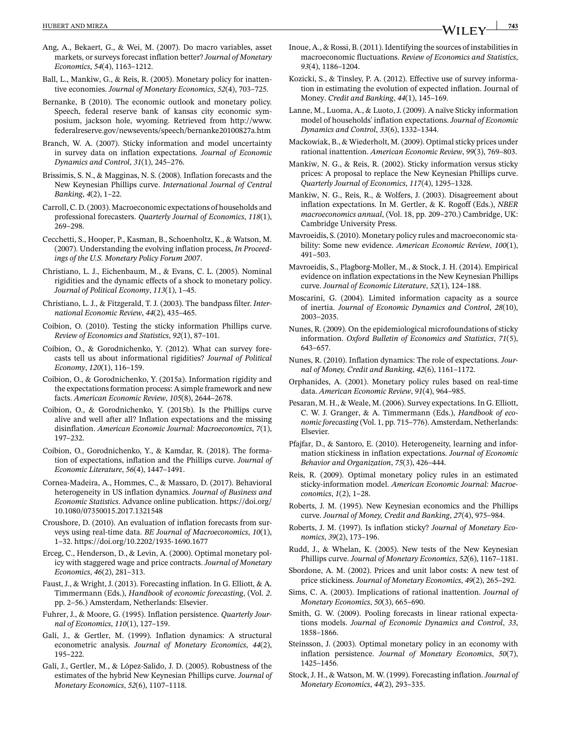Ang, A., Bekaert, G., & Wei, M. (2007). Do macro variables, asset markets, or surveys forecast inflation better? *Journal of Monetary Economics*, *54*(4), 1163–1212.

Ball, L., Mankiw, G., & Reis, R. (2005). Monetary policy for inattentive economies. *Journal of Monetary Economics*, *52*(4), 703–725.

Bernanke, B (2010). The economic outlook and monetary policy. Speech, federal reserve bank of kansas city economic symposium, jackson hole, wyoming. Retrieved from http://www.federalreserve.gov/newsevents/speech/bernanke20100827a.htm

Branch, W. A. (2007). Sticky information and model uncertainty in survey data on inflation expectations. *Journal of Economic Dynamics and Control*, *31*(1), 245–276.

Brissimis, S. N., & Magginas, N. S. (2008). Inflation forecasts and the New Keynesian Phillips curve. *International Journal of Central Banking*, *4*(2), 1–22.

Carroll, C. D. (2003). Macroeconomic expectations of households and professional forecasters. *Quarterly Journal of Economics*, *118*(1), 269–298.

Cecchetti, S., Hooper, P., Kasman, B., Schoenholtz, K., & Watson, M. (2007). Understanding the evolving inflation process, *In Proceedings of the U.S. Monetary Policy Forum 2007*.

Christiano, L. J., Eichenbaum, M., & Evans, C. L. (2005). Nominal rigidities and the dynamic effects of a shock to monetary policy. *Journal of Political Economy*, *113*(1), 1–45.

Christiano, L. J., & Fitzgerald, T. J. (2003). The bandpass filter. *International Economic Review*, *44*(2), 435–465.

Coibion, O. (2010). Testing the sticky information Phillips curve. *Review of Economics and Statistics*, *92*(1), 87–101.

Coibion, O., & Gorodnichenko, Y. (2012). What can survey forecasts tell us about informational rigidities? *Journal of Political Economy*, *120*(1), 116–159.

Coibion, O., & Gorodnichenko, Y. (2015a). Information rigidity and the expectations formation process: A simple framework and new facts. *American Economic Review*, *105*(8), 2644–2678.

Coibion, O., & Gorodnichenko, Y. (2015b). Is the Phillips curve alive and well after all? Inflation expectations and the missing disinflation. *American Economic Journal: Macroeconomics*, *7*(1), 197–232.

Coibion, O., Gorodnichenko, Y., & Kamdar, R. (2018). The formation of expectations, inflation and the Phillips curve. *Journal of Economic Literature*, *56*(4), 1447–1491.

Cornea-Madeira, A., Hommes, C., & Massaro, D. (2017). Behavioral heterogeneity in US inflation dynamics. *Journal of Business and Economic Statistics*. Advance online publication. https://doi.org/10.1080/07350015.2017.1321548

Croushore, D. (2010). An evaluation of inflation forecasts from surveys using real-time data. *BE Journal of Macroeconomics*, *10*(1), 1–32. https://doi.org/10.2202/1935-1690.1677

Erceg, C., Henderson, D., & Levin, A. (2000). Optimal monetary policy with staggered wage and price contracts. *Journal of Monetary Economics*, *46*(2), 281–313.

Faust, J., & Wright, J. (2013). Forecasting inflation. In G. Elliott, & A. Timmermann (Eds.), *Handbook of economic forecasting*, (Vol. *2*. pp. 2–56.) Amsterdam, Netherlands: Elsevier.

Fuhrer, J., & Moore, G. (1995). Inflation persistence. *Quarterly Journal of Economics*, *110*(1), 127–159.

Galí, J., & Gertler, M. (1999). Inflation dynamics: A structural econometric analysis. *Journal of Monetary Economics*, *44*(2), 195–222.

Galí, J., Gertler, M., & López-Salido, J. D. (2005). Robustness of the estimates of the hybrid New Keynesian Phillips curve. *Journal of Monetary Economics*, *52*(6), 1107–1118.

Inoue, A., & Rossi, B. (2011). Identifying the sources of instabilities in macroeconomic fluctuations. *Review of Economics and Statistics*, *93*(4), 1186–1204.

Kozicki, S., & Tinsley, P. A. (2012). Effective use of survey information in estimating the evolution of expected inflation. Journal of Money. *Credit and Banking*, *44*(1), 145–169.

Lanne, M., Luoma, A., & Luoto, J. (2009). A naïve Sticky information model of households' inflation expectations. *Journal of Economic Dynamics and Control*, *33*(6), 1332–1344.

Mackowiak, B., & Wiederholt, M. (2009). Optimal sticky prices under rational inattention. *American Economic Review*, *99*(3), 769–803.

Mankiw, N. G., & Reis, R. (2002). Sticky information versus sticky prices: A proposal to replace the New Keynesian Phillips curve. *Quarterly Journal of Economics*, *117*(4), 1295–1328.

Mankiw, N. G., Reis, R., & Wolfers, J. (2003). Disagreement about inflation expectations. In M. Gertler, & K. Rogoff (Eds.), *NBER macroeconomics annual*, (Vol. 18, pp. 209–270.) Cambridge, UK: Cambridge University Press.

Mavroeidis, S. (2010). Monetary policy rules and macroeconomic stability: Some new evidence. *American Economic Review*, *100*(1), 491–503.

Mavroeidis, S., Plagborg-Moller, M., & Stock, J. H. (2014). Empirical evidence on inflation expectations in the New Keynesian Phillips curve. *Journal of Economic Literature*, *52*(1), 124–188.

Moscarini, G. (2004). Limited information capacity as a source of inertia. *Journal of Economic Dynamics and Control*, *28*(10), 2003–2035.

Nunes, R. (2009). On the epidemiological microfoundations of sticky information. *Oxford Bulletin of Economics and Statistics*, *71*(5), 643–657.

Nunes, R. (2010). Inflation dynamics: The role of expectations. *Journal of Money, Credit and Banking*, *42*(6), 1161–1172.

Orphanides, A. (2001). Monetary policy rules based on real-time data. *American Economic Review*, *91*(4), 964–985.

Pesaran, M. H., & Weale, M. (2006). Survey expectations. In G. Elliott, C. W. J. Granger, & A. Timmermann (Eds.), *Handbook of economic forecasting* (Vol. 1, pp. 715–776). Amsterdam, Netherlands: Elsevier.

Pfajfar, D., & Santoro, E. (2010). Heterogeneity, learning and information stickiness in inflation expectations. *Journal of Economic Behavior and Organization*, *75*(3), 426–444.

Reis, R. (2009). Optimal monetary policy rules in an estimated sticky-information model. *American Economic Journal: Macroeconomics*, *1*(2), 1–28.

Roberts, J. M. (1995). New Keynesian economics and the Phillips curve. *Journal of Money, Credit and Banking*, *27*(4), 975–984.

Roberts, J. M. (1997). Is inflation sticky? *Journal of Monetary Economics*, *39*(2), 173–196.

Rudd, J., & Whelan, K. (2005). New tests of the New Keynesian Phillips curve. *Journal of Monetary Economics*, *52*(6), 1167–1181.

Sbordone, A. M. (2002). Prices and unit labor costs: A new test of price stickiness. *Journal of Monetary Economics*, *49*(2), 265–292.

Sims, C. A. (2003). Implications of rational inattention. *Journal of Monetary Economics*, *50*(3), 665–690.

Smith, G. W. (2009). Pooling forecasts in linear rational expectations models. *Journal of Economic Dynamics and Control*, *33*, 1858–1866.

Steinsson, J. (2003). Optimal monetary policy in an economy with inflation persistence. *Journal of Monetary Economics*, *50*(7), 1425–1456.

Stock, J. H., & Watson, M. W. (1999). Forecasting inflation. *Journal of Monetary Economics*, *44*(2), 293–335.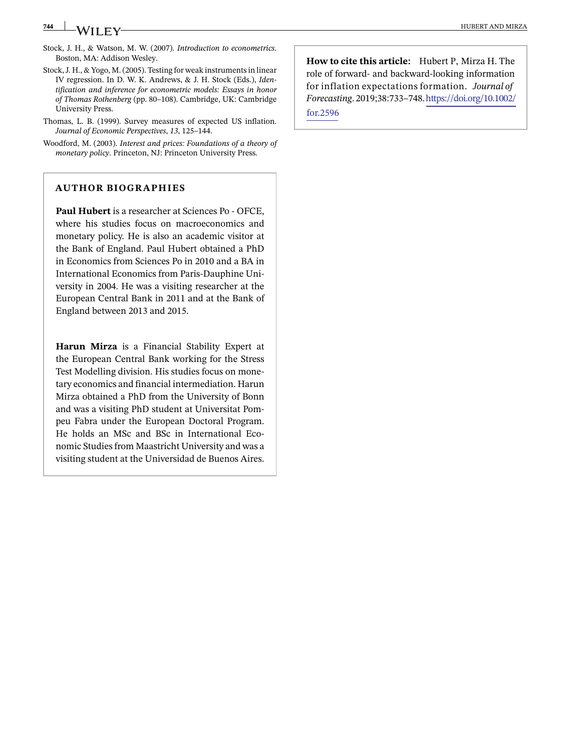Stock, J. H., & Watson, M. W. (2007). *Introduction to econometrics*. Boston, MA: Addison Wesley.

Stock, J. H., & Yogo, M. (2005). Testing for weak instruments in linear IV regression. In D. W. K. Andrews, & J. H. Stock (Eds.), *Identification and inference for econometric models: Essays in honor of Thomas Rothenberg* (pp. 80–108). Cambridge, UK: Cambridge University Press.

Thomas, L. B. (1999). Survey measures of expected US inflation. *Journal of Economic Perspectives*, *13*, 125–144.

Woodford, M. (2003). *Interest and prices: Foundations of a theory of monetary policy*. Princeton, NJ: Princeton University Press.

## AUTHOR BIOGRAPHIES

**Paul Hubert** is a researcher at Sciences Po - OFCE, where his studies focus on macroeconomics and monetary policy. He is also an academic visitor at the Bank of England. Paul Hubert obtained a PhD in Economics from Sciences Po in 2010 and a BA in International Economics from Paris-Dauphine University in 2004. He was a visiting researcher at the European Central Bank in 2011 and at the Bank of England between 2013 and 2015.

**Harun Mirza** is a Financial Stability Expert at the European Central Bank working for the Stress Test Modelling division. His studies focus on monetary economics and financial intermediation. Harun Mirza obtained a PhD from the University of Bonn and was a visiting PhD student at Universitat Pompeu Fabra under the European Doctoral Program. He holds an MSc and BSc in International Economic Studies from Maastricht University and was a visiting student at the Universidad de Buenos Aires.

**How to cite this article:** Hubert P, Mirza H. The role of forward- and backward-looking information for inflation expectations formation. *Journal of Forecasting*. 2019;38:733–748. https://doi.org/10.1002/for.2596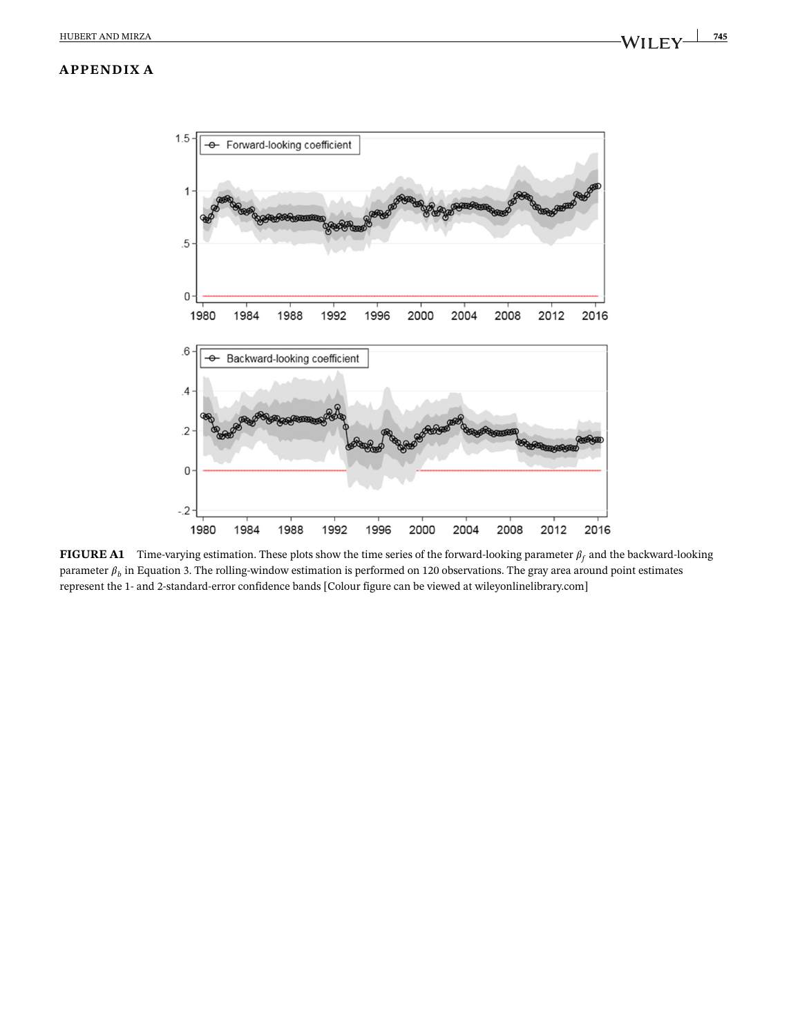## APPENDIX A

**FIGURE A1** Time-varying estimation. These plots show the time series of the forward-looking parameter $\beta_f$ and the backward-looking parameter $\beta_b$ in Equation 3. The rolling-window estimation is performed on 120 observations. The gray area around point estimates represent the 1- and 2-standard-error confidence bands [Colour figure can be viewed at wileyonlinelibrary.com]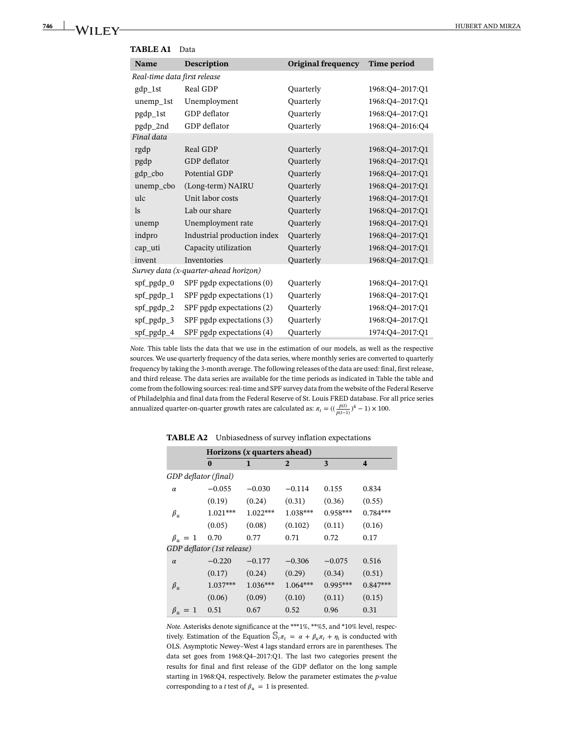**TABLE A1** Data

| Name | Description | Original frequency | Time period |
|---|---|---|---|
| *Real-time data first release* | | | |
| gdp_1st | Real GDP | Quarterly | 1968:Q4–2017:Q1 |
| unemp_1st | Unemployment | Quarterly | 1968:Q4–2017:Q1 |
| pgdp_1st | GDP deflator | Quarterly | 1968:Q4–2017:Q1 |
| pgdp_2nd | GDP deflator | Quarterly | 1968:Q4–2016:Q4 |
| *Final data* | | | |
| rgdp | Real GDP | Quarterly | 1968:Q4–2017:Q1 |
| pgdp | GDP deflator | Quarterly | 1968:Q4–2017:Q1 |
| gdp_cbo | Potential GDP | Quarterly | 1968:Q4–2017:Q1 |
| unemp_cbo | (Long-term) NAIRU | Quarterly | 1968:Q4–2017:Q1 |
| ulc | Unit labor costs | Quarterly | 1968:Q4–2017:Q1 |
| ls | Lab our share | Quarterly | 1968:Q4–2017:Q1 |
| unemp | Unemployment rate | Quarterly | 1968:Q4–2017:Q1 |
| indpro | Industrial production index | Quarterly | 1968:Q4–2017:Q1 |
| cap_uti | Capacity utilization | Quarterly | 1968:Q4–2017:Q1 |
| invent | Inventories | Quarterly | 1968:Q4–2017:Q1 |
| *Survey data (x-quarter-ahead horizon)* | | | |
| spf_pgdp_0 | SPF pgdp expectations (0) | Quarterly | 1968:Q4–2017:Q1 |
| spf_pgdp_1 | SPF pgdp expectations (1) | Quarterly | 1968:Q4–2017:Q1 |
| spf_pgdp_2 | SPF pgdp expectations (2) | Quarterly | 1968:Q4–2017:Q1 |
| spf_pgdp_3 | SPF pgdp expectations (3) | Quarterly | 1968:Q4–2017:Q1 |
| spf_pgdp_4 | SPF pgdp expectations (4) | Quarterly | 1974:Q4–2017:Q1 |

*Note.* This table lists the data that we use in the estimation of our models, as well as the respective sources. We use quarterly frequency of the data series, where monthly series are converted to quarterly frequency by taking the 3-month average. The following releases of the data are used: final, first release, and third release. The data series are available for the time periods as indicated in Table the table and come from the following sources: real-time and SPF survey data from the website of the Federal Reserve of Philadelphia and final data from the Federal Reserve of St. Louis FRED database. For all price series annualized quarter-on-quarter growth rates are calculated as: $\pi_t = ((\frac{p(t)}{p(t-1)})^4 - 1) \times 100$.

**TABLE A2** Unbiasedness of survey inflation expectations

| | **Horizons (x quarters ahead)** | | | | |
|---|---|---|---|---|---|
| | **0** | **1** | **2** | **3** | **4** |
| *GDP deflator (final)* | | | | | |
| $\alpha$ | −0.055 | −0.030 | −0.114 | 0.155 | 0.834 |
| | (0.19) | (0.24) | (0.31) | (0.36) | (0.55) |
| $\beta_u$ | 1.021*** | 1.022*** | 1.038*** | 0.958*** | 0.784*** |
| | (0.05) | (0.08) | (0.102) | (0.11) | (0.16) |
| $\beta_u = 1$ | 0.70 | 0.77 | 0.71 | 0.72 | 0.17 |
| *GDP deflator (1st release)* | | | | | |
| $\alpha$ | −0.220 | −0.177 | −0.306 | −0.075 | 0.516 |
| | (0.17) | (0.24) | (0.29) | (0.34) | (0.51) |
| $\beta_u$ | 1.037*** | 1.036*** | 1.064*** | 0.995*** | 0.847*** |
| | (0.06) | (0.09) | (0.10) | (0.11) | (0.15) |
| $\beta_u = 1$ | 0.51 | 0.67 | 0.52 | 0.96 | 0.31 |

*Note.* Asterisks denote significance at the ***1%, **%5, and *10% level, respectively. Estimation of the Equation $\mathbb{S}_t \pi_t = \alpha + \beta_u \pi_t + \eta_t$ is conducted with OLS. Asymptotic Newey–West 4 lags standard errors are in parentheses. The data set goes from 1968:Q4–2017:Q1. The last two categories present the results for final and first release of the GDP deflator on the long sample starting in 1968:Q4, respectively. Below the parameter estimates the *p*-value corresponding to a *t* test of $\beta_u = 1$ is presented.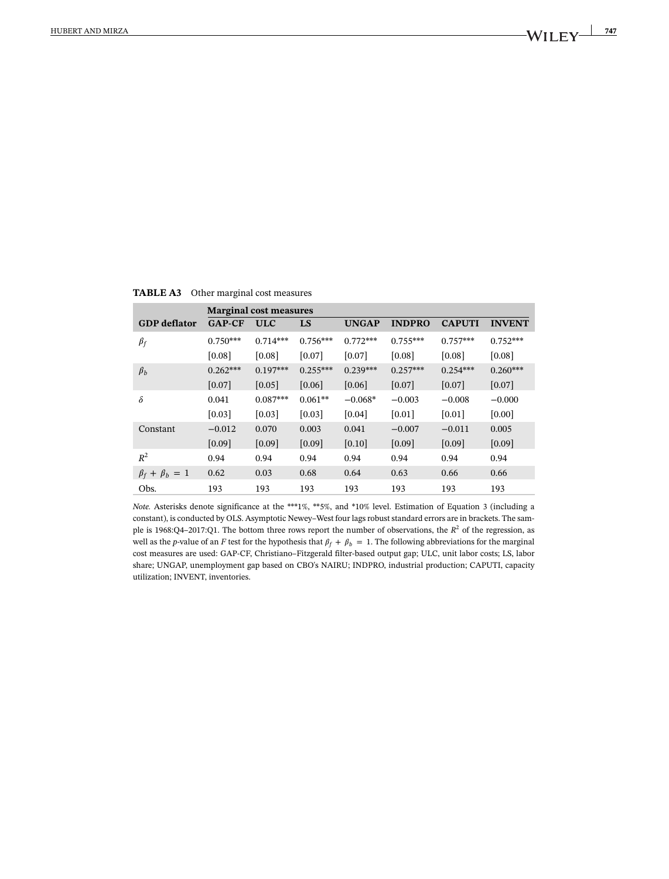**TABLE A3** Other marginal cost measures

| | Marginal cost measures | | | | | | |
|---|---|---|---|---|---|---|---|
| **GDP deflator** | **GAP-CF** | **ULC** | **LS** | **UNGAP** | **INDPRO** | **CAPUTI** | **INVENT** |
| $\beta_f$ | 0.750*** | 0.714*** | 0.756*** | 0.772*** | 0.755*** | 0.757*** | 0.752*** |
| | [0.08] | [0.08] | [0.07] | [0.07] | [0.08] | [0.08] | [0.08] |
| $\beta_b$ | 0.262*** | 0.197*** | 0.255*** | 0.239*** | 0.257*** | 0.254*** | 0.260*** |
| | [0.07] | [0.05] | [0.06] | [0.06] | [0.07] | [0.07] | [0.07] |
| $\delta$ | 0.041 | 0.087*** | 0.061** | −0.068* | −0.003 | −0.008 | −0.000 |
| | [0.03] | [0.03] | [0.03] | [0.04] | [0.01] | [0.01] | [0.00] |
| Constant | −0.012 | 0.070 | 0.003 | 0.041 | −0.007 | −0.011 | 0.005 |
| | [0.09] | [0.09] | [0.09] | [0.10] | [0.09] | [0.09] | [0.09] |
| $R^2$ | 0.94 | 0.94 | 0.94 | 0.94 | 0.94 | 0.94 | 0.94 |
| $\beta_f + \beta_b = 1$ | 0.62 | 0.03 | 0.68 | 0.64 | 0.63 | 0.66 | 0.66 |
| Obs. | 193 | 193 | 193 | 193 | 193 | 193 | 193 |

*Note.* Asterisks denote significance at the ***1%, **5%, and *10% level. Estimation of Equation 3 (including a constant), is conducted by OLS. Asymptotic Newey–West four lags robust standard errors are in brackets. The sample is 1968:Q4–2017:Q1. The bottom three rows report the number of observations, the $R^2$ of the regression, as well as the *p*-value of an *F* test for the hypothesis that $\beta_f + \beta_b = 1$. The following abbreviations for the marginal cost measures are used: GAP-CF, Christiano–Fitzgerald filter-based output gap; ULC, unit labor costs; LS, labor share; UNGAP, unemployment gap based on CBO's NAIRU; INDPRO, industrial production; CAPUTI, capacity utilization; INVENT, inventories.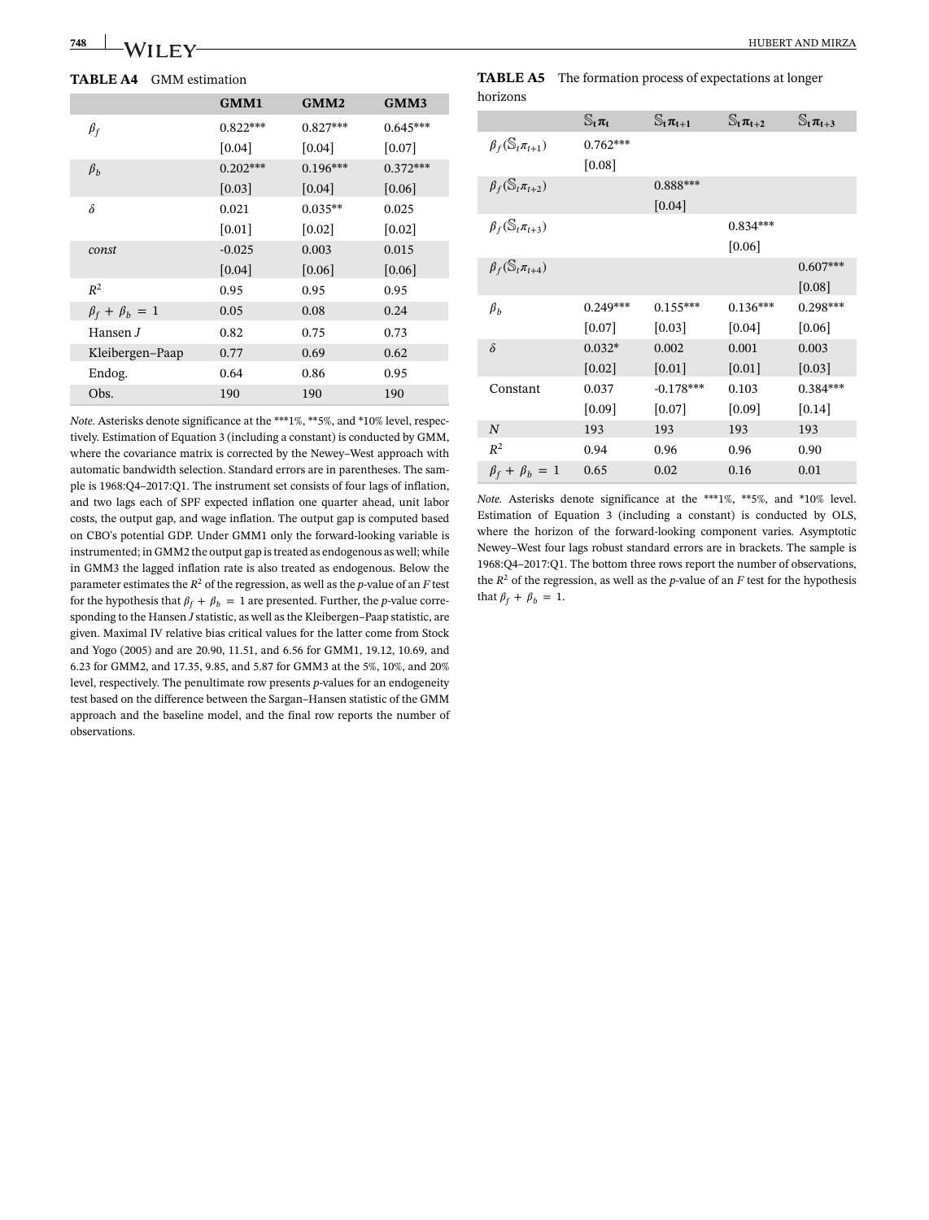**TABLE A4** GMM estimation

| | GMM1 | GMM2 | GMM3 |
|---|---|---|---|
| $\beta_f$ | 0.822*** | 0.827*** | 0.645*** |
| | [0.04] | [0.04] | [0.07] |
| $\beta_b$ | 0.202*** | 0.196*** | 0.372*** |
| | [0.03] | [0.04] | [0.06] |
| $\delta$ | 0.021 | 0.035** | 0.025 |
| | [0.01] | [0.02] | [0.02] |
| *const* | -0.025 | 0.003 | 0.015 |
| | [0.04] | [0.06] | [0.06] |
| $R^2$ | 0.95 | 0.95 | 0.95 |
| $\beta_f + \beta_b = 1$ | 0.05 | 0.08 | 0.24 |
| Hansen J | 0.82 | 0.75 | 0.73 |
| Kleibergen–Paap | 0.77 | 0.69 | 0.62 |
| Endog. | 0.64 | 0.86 | 0.95 |
| Obs. | 190 | 190 | 190 |

*Note.* Asterisks denote significance at the ***1%, **5%, and *10% level, respectively. Estimation of Equation 3 (including a constant) is conducted by GMM, where the covariance matrix is corrected by the Newey–West approach with automatic bandwidth selection. Standard errors are in parentheses. The sample is 1968:Q4–2017:Q1. The instrument set consists of four lags of inflation, and two lags each of SPF expected inflation one quarter ahead, unit labor costs, the output gap, and wage inflation. The output gap is computed based on CBO's potential GDP. Under GMM1 only the forward-looking variable is instrumented; in GMM2 the output gap is treated as endogenous as well; while in GMM3 the lagged inflation rate is also treated as endogenous. Below the parameter estimates the $R^2$ of the regression, as well as the *p*-value of an *F* test for the hypothesis that $\beta_f + \beta_b = 1$ are presented. Further, the *p*-value corresponding to the Hansen *J* statistic, as well as the Kleibergen–Paap statistic, are given. Maximal IV relative bias critical values for the latter come from Stock and Yogo (2005) and are 20.90, 11.51, and 6.56 for GMM1, 19.12, 10.69, and 6.23 for GMM2, and 17.35, 9.85, and 5.87 for GMM3 at the 5%, 10%, and 20% level, respectively. The penultimate row presents *p*-values for an endogeneity test based on the difference between the Sargan–Hansen statistic of the GMM approach and the baseline model, and the final row reports the number of observations.

**TABLE A5** The formation process of expectations at longer horizons

| | $\mathbb{S}_t\pi_t$ | $\mathbb{S}_t\pi_{t+1}$ | $\mathbb{S}_t\pi_{t+2}$ | $\mathbb{S}_t\pi_{t+3}$ |
|---|---|---|---|---|
| $\beta_f(\mathbb{S}_t\pi_{t+1})$ | 0.762*** | | | |
| | [0.08] | | | |
| $\beta_f(\mathbb{S}_t\pi_{t+2})$ | | 0.888*** | | |
| | | [0.04] | | |
| $\beta_f(\mathbb{S}_t\pi_{t+3})$ | | | 0.834*** | |
| | | | [0.06] | |
| $\beta_f(\mathbb{S}_t\pi_{t+4})$ | | | | 0.607*** |
| | | | | [0.08] |
| $\beta_b$ | 0.249*** | 0.155*** | 0.136*** | 0.298*** |
| | [0.07] | [0.03] | [0.04] | [0.06] |
| $\delta$ | 0.032* | 0.002 | 0.001 | 0.003 |
| | [0.02] | [0.01] | [0.01] | [0.03] |
| Constant | 0.037 | -0.178*** | 0.103 | 0.384*** |
| | [0.09] | [0.07] | [0.09] | [0.14] |
| $N$ | 193 | 193 | 193 | 193 |
| $R^2$ | 0.94 | 0.96 | 0.96 | 0.90 |
| $\beta_f + \beta_b = 1$ | 0.65 | 0.02 | 0.16 | 0.01 |

*Note.* Asterisks denote significance at the ***1%, **5%, and *10% level. Estimation of Equation 3 (including a constant) is conducted by OLS, where the horizon of the forward-looking component varies. Asymptotic Newey–West four lags robust standard errors are in brackets. The sample is 1968:Q4–2017:Q1. The bottom three rows report the number of observations, the $R^2$ of the regression, as well as the *p*-value of an *F* test for the hypothesis that $\beta_f + \beta_b = 1$.